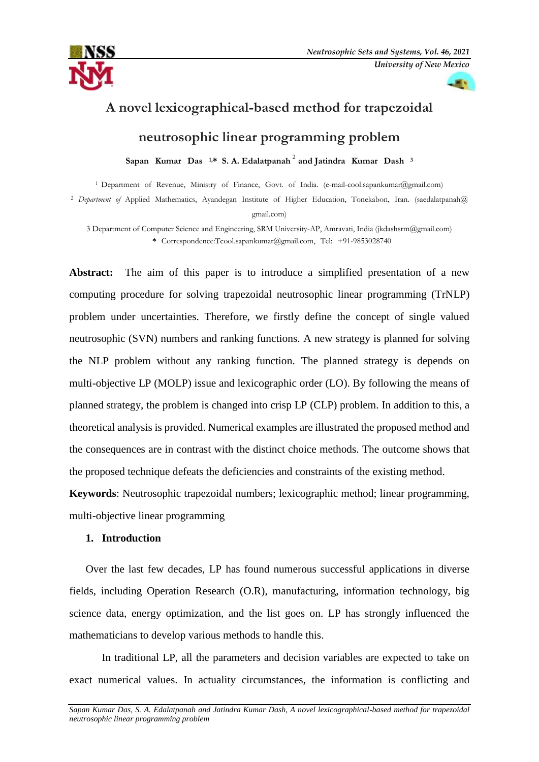# A novel lexicographical-based method for trapezoidal neutrosophic linear programming problem

**Sapan Kumar Das [1,*], S. A. Edalatpanah [2] and Jatindra Kumar Dash [3]**

[1] Department of Revenue, Ministry of Finance, Govt. of India. (e-mail-cool.sapankumar@gmail.com)

[2] *Department of* Applied Mathematics, Ayandegan Institute of Higher Education, Tonekabon, Iran. (saedalatpanah@gmail.com)

3 Department of Computer Science and Engineering, SRM University-AP, Amravati, India (jkdashsrm@gmail.com)

\* Correspondence:Tcool.sapankumar@gmail.com, Tel: +91-9853028740

**Abstract:** The aim of this paper is to introduce a simplified presentation of a new computing procedure for solving trapezoidal neutrosophic linear programming (TrNLP) problem under uncertainties. Therefore, we firstly define the concept of single valued neutrosophic (SVN) numbers and ranking functions. A new strategy is planned for solving the NLP problem without any ranking function. The planned strategy is depends on multi-objective LP (MOLP) issue and lexicographic order (LO). By following the means of planned strategy, the problem is changed into crisp LP (CLP) problem. In addition to this, a theoretical analysis is provided. Numerical examples are illustrated the proposed method and the consequences are in contrast with the distinct choice methods. The outcome shows that the proposed technique defeats the deficiencies and constraints of the existing method.

**Keywords**: Neutrosophic trapezoidal numbers; lexicographic method; linear programming, multi-objective linear programming

## 1. Introduction

Over the last few decades, LP has found numerous successful applications in diverse fields, including Operation Research (O.R), manufacturing, information technology, big science data, energy optimization, and the list goes on. LP has strongly influenced the mathematicians to develop various methods to handle this.

In traditional LP, all the parameters and decision variables are expected to take on exact numerical values. In actuality circumstances, the information is conflicting and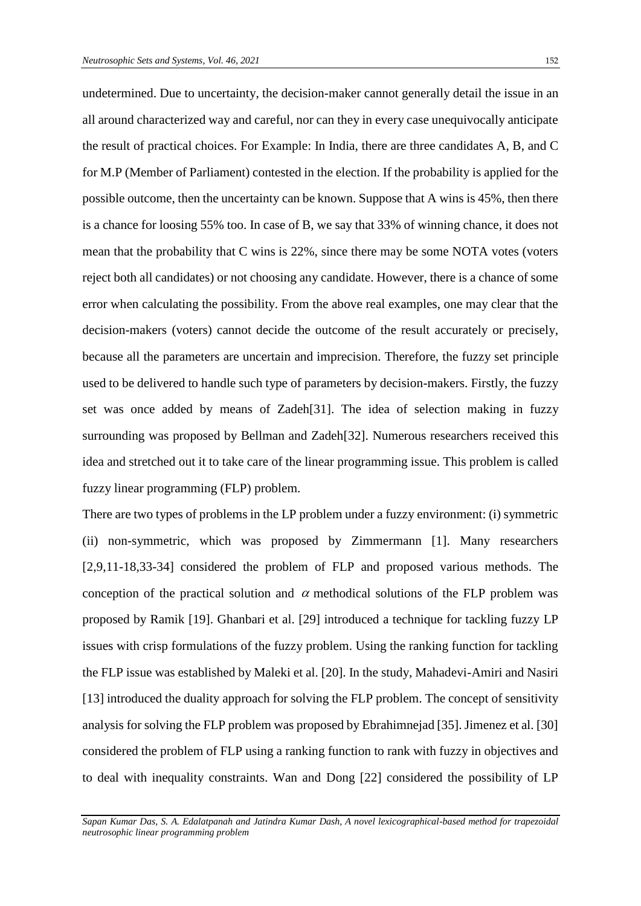undetermined. Due to uncertainty, the decision-maker cannot generally detail the issue in an all around characterized way and careful, nor can they in every case unequivocally anticipate the result of practical choices. For Example: In India, there are three candidates A, B, and C for M.P (Member of Parliament) contested in the election. If the probability is applied for the possible outcome, then the uncertainty can be known. Suppose that A wins is 45%, then there is a chance for loosing 55% too. In case of B, we say that 33% of winning chance, it does not mean that the probability that C wins is 22%, since there may be some NOTA votes (voters reject both all candidates) or not choosing any candidate. However, there is a chance of some error when calculating the possibility. From the above real examples, one may clear that the decision-makers (voters) cannot decide the outcome of the result accurately or precisely, because all the parameters are uncertain and imprecision. Therefore, the fuzzy set principle used to be delivered to handle such type of parameters by decision-makers. Firstly, the fuzzy set was once added by means of Zadeh[31]. The idea of selection making in fuzzy surrounding was proposed by Bellman and Zadeh[32]. Numerous researchers received this idea and stretched out it to take care of the linear programming issue. This problem is called fuzzy linear programming (FLP) problem.

There are two types of problems in the LP problem under a fuzzy environment: (i) symmetric (ii) non-symmetric, which was proposed by Zimmermann [1]. Many researchers [2,9,11-18,33-34] considered the problem of FLP and proposed various methods. The conception of the practical solution and $\alpha$ methodical solutions of the FLP problem was proposed by Ramik [19]. Ghanbari et al. [29] introduced a technique for tackling fuzzy LP issues with crisp formulations of the fuzzy problem. Using the ranking function for tackling the FLP issue was established by Maleki et al. [20]. In the study, Mahadevi-Amiri and Nasiri [13] introduced the duality approach for solving the FLP problem. The concept of sensitivity analysis for solving the FLP problem was proposed by Ebrahimnejad [35]. Jimenez et al. [30] considered the problem of FLP using a ranking function to rank with fuzzy in objectives and to deal with inequality constraints. Wan and Dong [22] considered the possibility of LP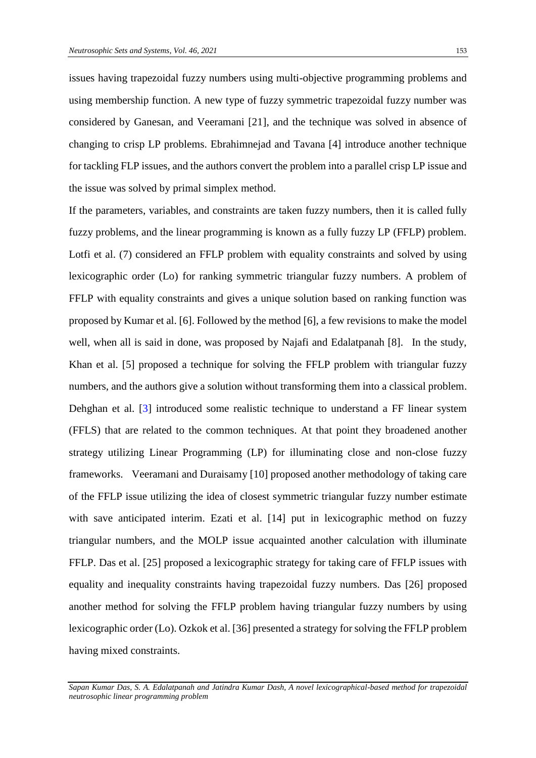issues having trapezoidal fuzzy numbers using multi-objective programming problems and using membership function. A new type of fuzzy symmetric trapezoidal fuzzy number was considered by Ganesan, and Veeramani [21], and the technique was solved in absence of changing to crisp LP problems. Ebrahimnejad and Tavana [4] introduce another technique for tackling FLP issues, and the authors convert the problem into a parallel crisp LP issue and the issue was solved by primal simplex method.

If the parameters, variables, and constraints are taken fuzzy numbers, then it is called fully fuzzy problems, and the linear programming is known as a fully fuzzy LP (FFLP) problem. Lotfi et al. (7) considered an FFLP problem with equality constraints and solved by using lexicographic order (Lo) for ranking symmetric triangular fuzzy numbers. A problem of FFLP with equality constraints and gives a unique solution based on ranking function was proposed by Kumar et al. [6]. Followed by the method [6], a few revisions to make the model well, when all is said in done, was proposed by Najafi and Edalatpanah [8]. In the study, Khan et al. [5] proposed a technique for solving the FFLP problem with triangular fuzzy numbers, and the authors give a solution without transforming them into a classical problem. Dehghan et al. [3] introduced some realistic technique to understand a FF linear system (FFLS) that are related to the common techniques. At that point they broadened another strategy utilizing Linear Programming (LP) for illuminating close and non-close fuzzy frameworks. Veeramani and Duraisamy [10] proposed another methodology of taking care of the FFLP issue utilizing the idea of closest symmetric triangular fuzzy number estimate with save anticipated interim. Ezati et al. [14] put in lexicographic method on fuzzy triangular numbers, and the MOLP issue acquainted another calculation with illuminate FFLP. Das et al. [25] proposed a lexicographic strategy for taking care of FFLP issues with equality and inequality constraints having trapezoidal fuzzy numbers. Das [26] proposed another method for solving the FFLP problem having triangular fuzzy numbers by using lexicographic order (Lo). Ozkok et al. [36] presented a strategy for solving the FFLP problem having mixed constraints.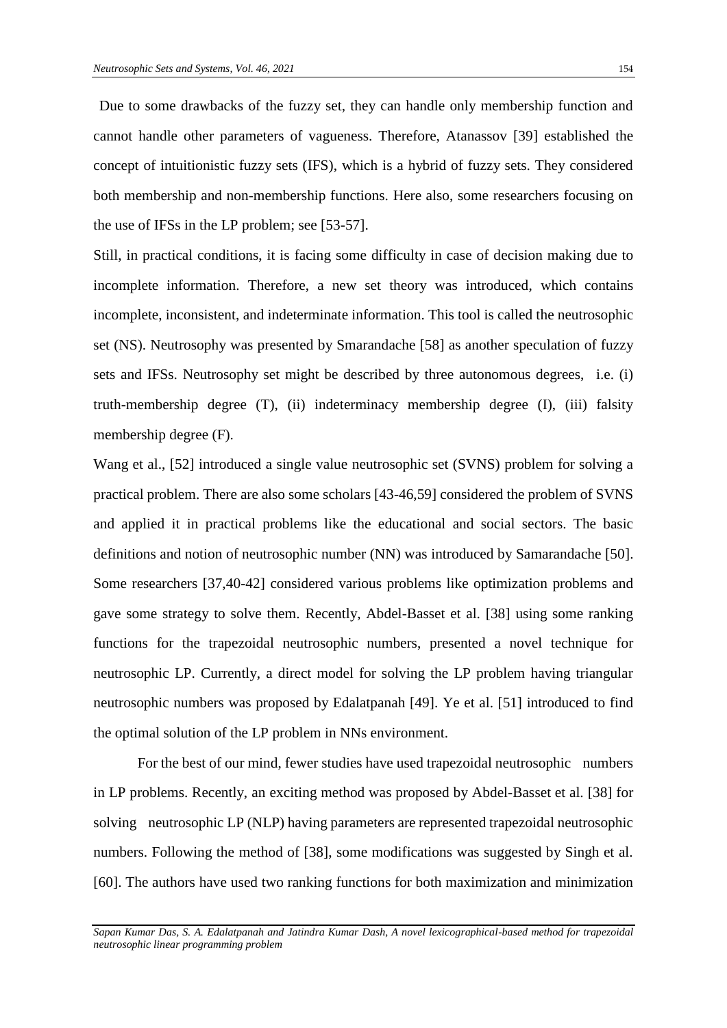Due to some drawbacks of the fuzzy set, they can handle only membership function and cannot handle other parameters of vagueness. Therefore, Atanassov [39] established the concept of intuitionistic fuzzy sets (IFS), which is a hybrid of fuzzy sets. They considered both membership and non-membership functions. Here also, some researchers focusing on the use of IFSs in the LP problem; see [53-57].

Still, in practical conditions, it is facing some difficulty in case of decision making due to incomplete information. Therefore, a new set theory was introduced, which contains incomplete, inconsistent, and indeterminate information. This tool is called the neutrosophic set (NS). Neutrosophy was presented by Smarandache [58] as another speculation of fuzzy sets and IFSs. Neutrosophy set might be described by three autonomous degrees, i.e. (i) truth-membership degree (T), (ii) indeterminacy membership degree (I), (iii) falsity membership degree (F).

Wang et al., [52] introduced a single value neutrosophic set (SVNS) problem for solving a practical problem. There are also some scholars [43-46,59] considered the problem of SVNS and applied it in practical problems like the educational and social sectors. The basic definitions and notion of neutrosophic number (NN) was introduced by Samarandache [50]. Some researchers [37,40-42] considered various problems like optimization problems and gave some strategy to solve them. Recently, Abdel-Basset et al. [38] using some ranking functions for the trapezoidal neutrosophic numbers, presented a novel technique for neutrosophic LP. Currently, a direct model for solving the LP problem having triangular neutrosophic numbers was proposed by Edalatpanah [49]. Ye et al. [51] introduced to find the optimal solution of the LP problem in NNs environment.

For the best of our mind, fewer studies have used trapezoidal neutrosophic numbers in LP problems. Recently, an exciting method was proposed by Abdel-Basset et al. [38] for solving neutrosophic LP (NLP) having parameters are represented trapezoidal neutrosophic numbers. Following the method of [38], some modifications was suggested by Singh et al. [60]. The authors have used two ranking functions for both maximization and minimization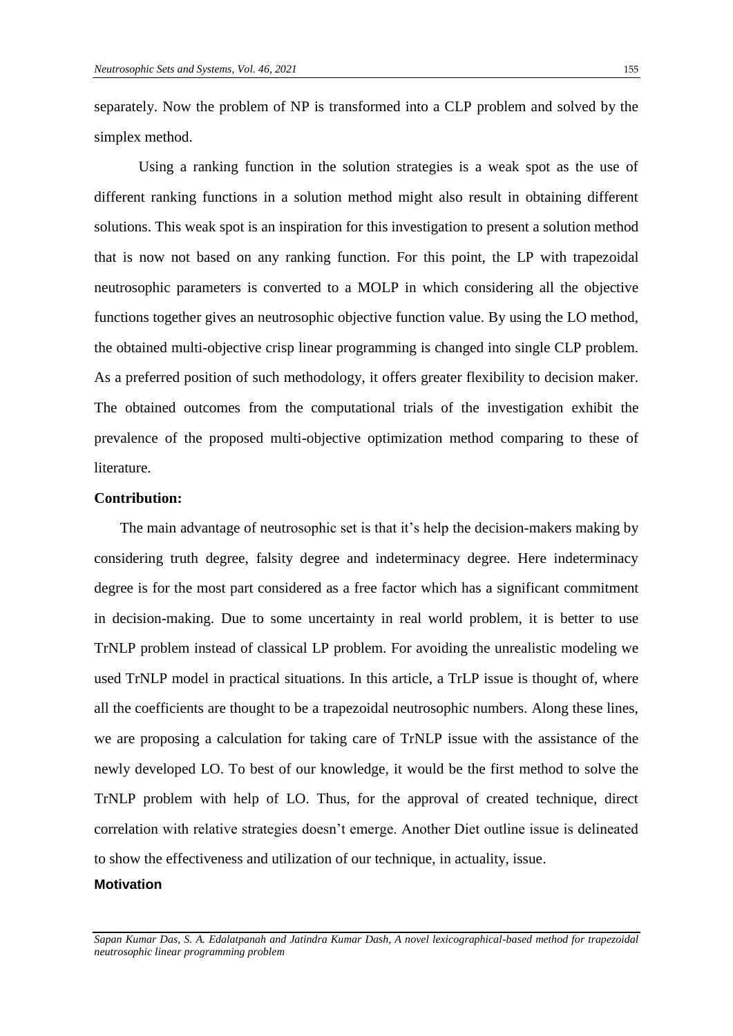separately. Now the problem of NP is transformed into a CLP problem and solved by the simplex method.

Using a ranking function in the solution strategies is a weak spot as the use of different ranking functions in a solution method might also result in obtaining different solutions. This weak spot is an inspiration for this investigation to present a solution method that is now not based on any ranking function. For this point, the LP with trapezoidal neutrosophic parameters is converted to a MOLP in which considering all the objective functions together gives an neutrosophic objective function value. By using the LO method, the obtained multi-objective crisp linear programming is changed into single CLP problem. As a preferred position of such methodology, it offers greater flexibility to decision maker. The obtained outcomes from the computational trials of the investigation exhibit the prevalence of the proposed multi-objective optimization method comparing to these of literature.

**Contribution:**

The main advantage of neutrosophic set is that it's help the decision-makers making by considering truth degree, falsity degree and indeterminacy degree. Here indeterminacy degree is for the most part considered as a free factor which has a significant commitment in decision-making. Due to some uncertainty in real world problem, it is better to use TrNLP problem instead of classical LP problem. For avoiding the unrealistic modeling we used TrNLP model in practical situations. In this article, a TrLP issue is thought of, where all the coefficients are thought to be a trapezoidal neutrosophic numbers. Along these lines, we are proposing a calculation for taking care of TrNLP issue with the assistance of the newly developed LO. To best of our knowledge, it would be the first method to solve the TrNLP problem with help of LO. Thus, for the approval of created technique, direct correlation with relative strategies doesn't emerge. Another Diet outline issue is delineated to show the effectiveness and utilization of our technique, in actuality, issue.

**Motivation**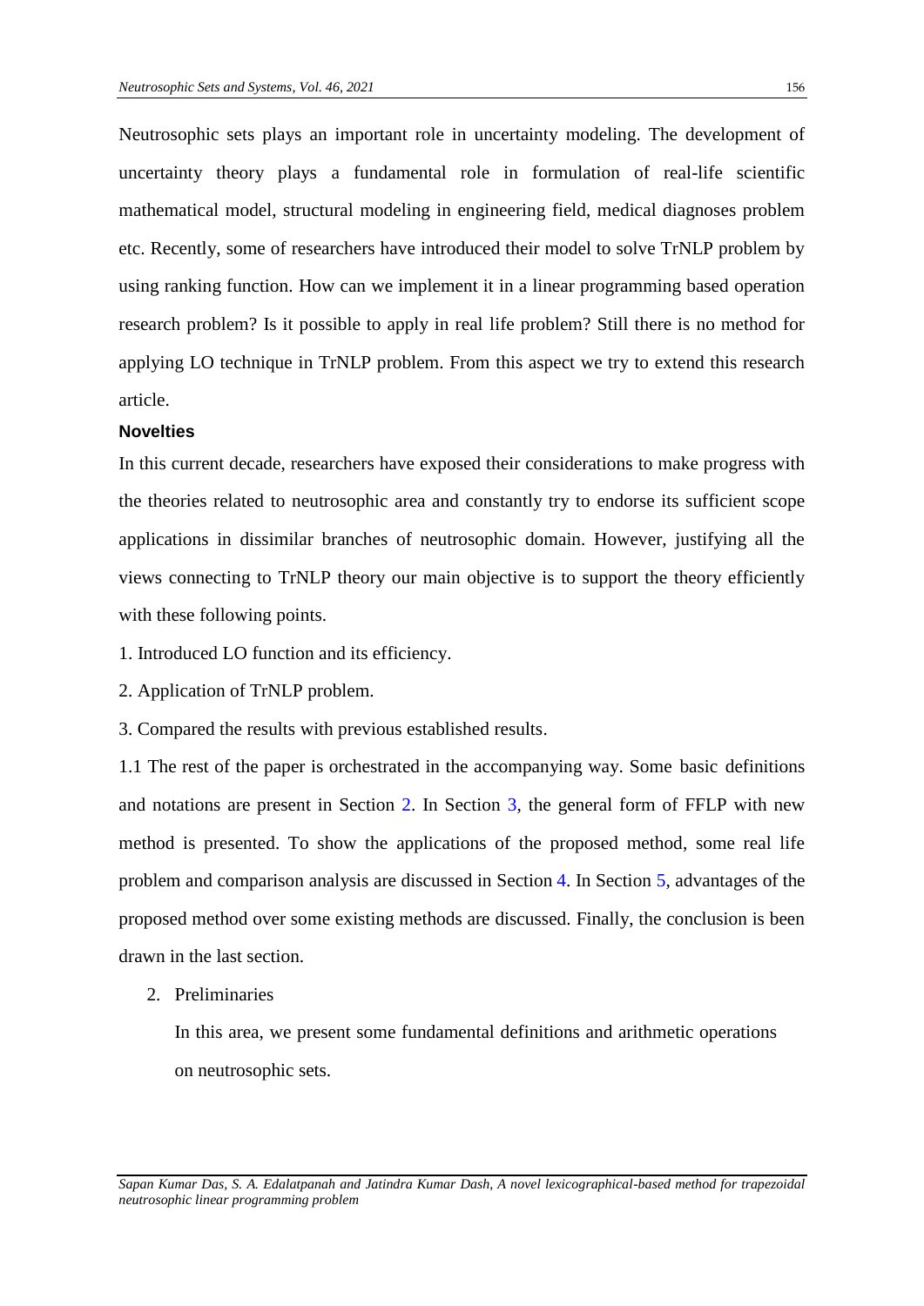Neutrosophic sets plays an important role in uncertainty modeling. The development of uncertainty theory plays a fundamental role in formulation of real-life scientific mathematical model, structural modeling in engineering field, medical diagnoses problem etc. Recently, some of researchers have introduced their model to solve TrNLP problem by using ranking function. How can we implement it in a linear programming based operation research problem? Is it possible to apply in real life problem? Still there is no method for applying LO technique in TrNLP problem. From this aspect we try to extend this research article.

**Novelties**

In this current decade, researchers have exposed their considerations to make progress with the theories related to neutrosophic area and constantly try to endorse its sufficient scope applications in dissimilar branches of neutrosophic domain. However, justifying all the views connecting to TrNLP theory our main objective is to support the theory efficiently with these following points.

1. Introduced LO function and its efficiency.
2. Application of TrNLP problem.
3. Compared the results with previous established results.

1.1 The rest of the paper is orchestrated in the accompanying way. Some basic definitions and notations are present in Section 2. In Section 3, the general form of FFLP with new method is presented. To show the applications of the proposed method, some real life problem and comparison analysis are discussed in Section 4. In Section 5, advantages of the proposed method over some existing methods are discussed. Finally, the conclusion is been drawn in the last section.

## 2. Preliminaries

In this area, we present some fundamental definitions and arithmetic operations on neutrosophic sets.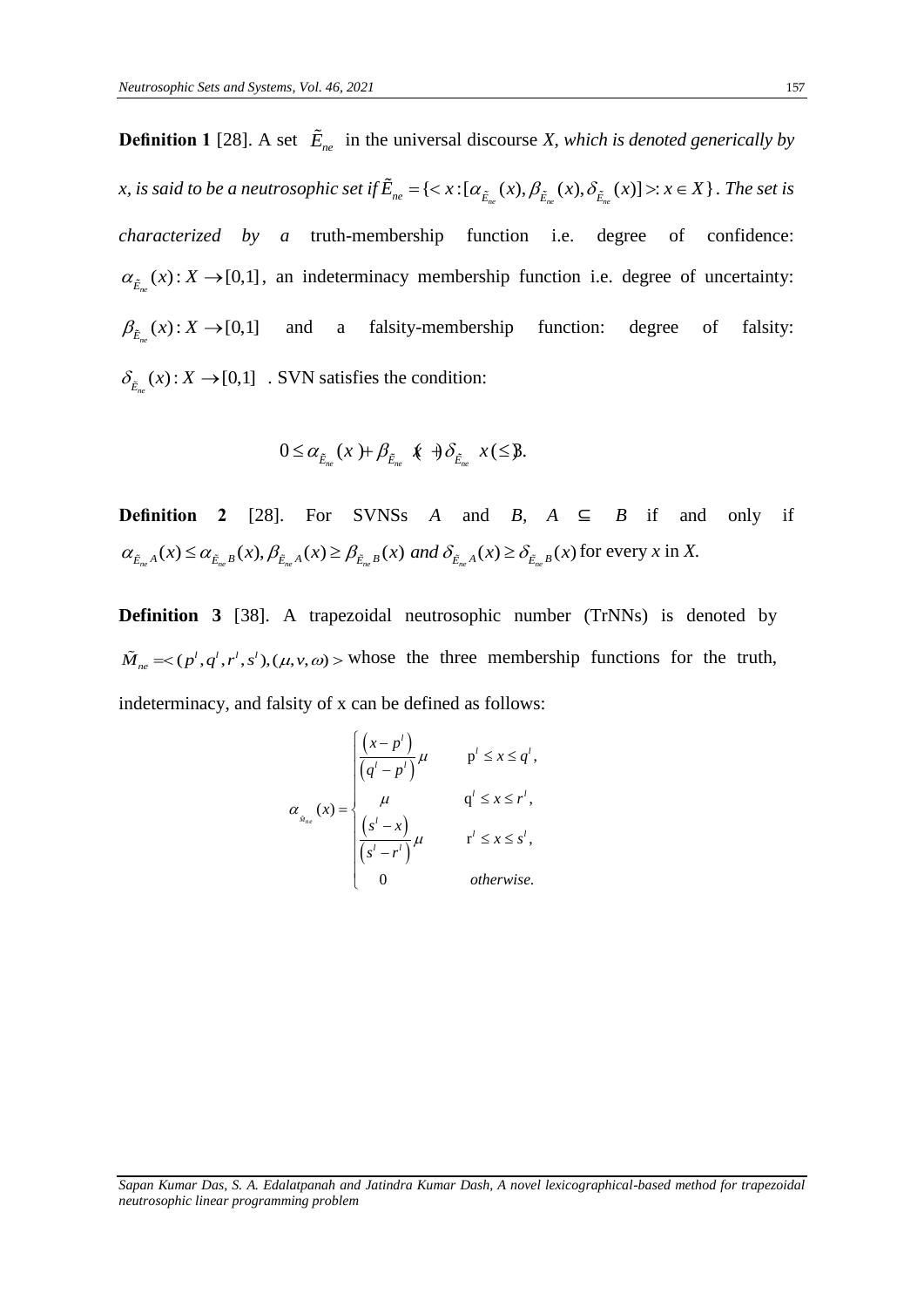**Definition 1** [28]. A set $\tilde{E}_{ne}$ in the universal discourse *X, which is denoted generically by x, is said to be a neutrosophic set if* $\tilde{E}_{ne} = \{< x : [\alpha_{\tilde{E}_{ne}}(x), \beta_{\tilde{E}_{ne}}(x), \delta_{\tilde{E}_{ne}}(x)] >: x \in X\}$. *The set is characterized by a* truth-membership function i.e. degree of confidence: $\alpha_{\tilde{E}_{ne}}(x) : X \to [0,1]$, an indeterminacy membership function i.e. degree of uncertainty: $\beta_{\tilde{E}_{ne}}(x) : X \to [0,1]$ and a falsity-membership function: degree of falsity: $\delta_{\tilde{E}_{ne}}(x) : X \to [0,1]$ . SVN satisfies the condition:

$$0 \le \alpha_{\tilde{E}_{ne}}(x) + \beta_{\tilde{E}_{ne}}(x) + \delta_{\tilde{E}_{ne}}(x) \le 3.$$

**Definition 2** [28]. For SVNSs *A* and *B*, *A* ⊆ *B* if and only if $\alpha_{\tilde{E}_{ne}A}(x) \le \alpha_{\tilde{E}_{ne}B}(x), \beta_{\tilde{E}_{ne}A}(x) \ge \beta_{\tilde{E}_{ne}B}(x)$ *and* $\delta_{\tilde{E}_{ne}A}(x) \ge \delta_{\tilde{E}_{ne}B}(x)$ for every *x* in *X.*

**Definition 3** [38]. A trapezoidal neutrosophic number (TrNNs) is denoted by $\tilde{M}_{ne} =< (p^l, q^l, r^l, s^l), (\mu, \nu, \omega) >$ whose the three membership functions for the truth, indeterminacy, and falsity of x can be defined as follows:

$$\alpha_{\tilde{M}_{ne}}(x) = \begin{cases} \dfrac{(x - p^l)}{(q^l - p^l)}\mu & p^l \le x \le q^l, \\ \mu & q^l \le x \le r^l, \\ \dfrac{(s^l - x)}{(s^l - r^l)}\mu & r^l \le x \le s^l, \\ 0 & otherwise. \end{cases}$$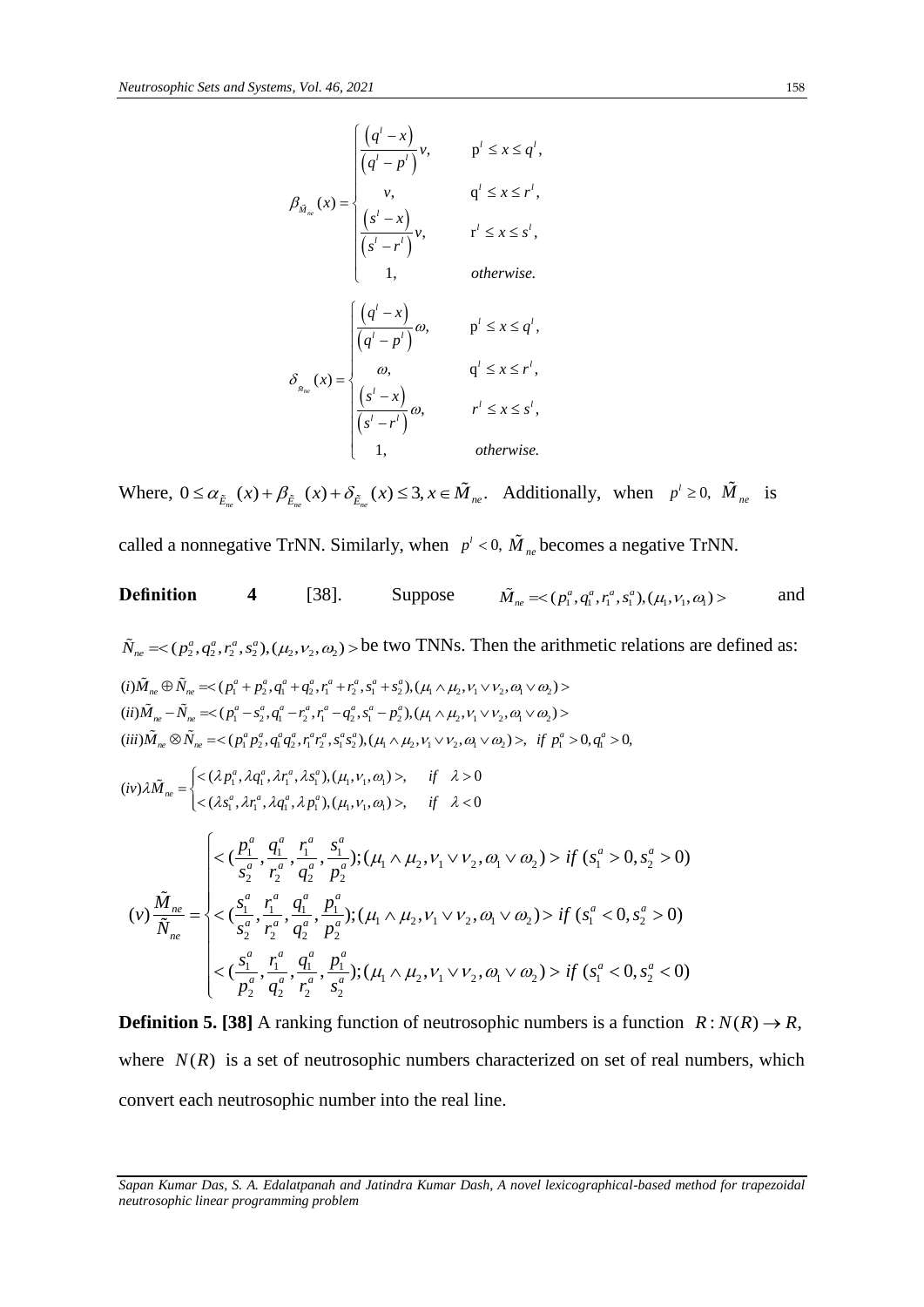$$\beta_{\tilde{M}_{ne}}(x) = \begin{cases} \dfrac{\left(q^{l}-x\right)}{\left(q^{l}-p^{l}\right)}\nu, & p^{l} \le x \le q^{l}, \\ \nu, & q^{l} \le x \le r^{l}, \\ \dfrac{\left(s^{l}-x\right)}{\left(s^{l}-r^{l}\right)}\nu, & r^{l} \le x \le s^{l}, \\ 1, & otherwise. \end{cases}$$

$$\delta_{\tilde{M}_{ne}}(x) = \begin{cases} \dfrac{\left(q^{l}-x\right)}{\left(q^{l}-p^{l}\right)}\omega, & p^{l} \le x \le q^{l}, \\ \omega, & q^{l} \le x \le r^{l}, \\ \dfrac{\left(s^{l}-x\right)}{\left(s^{l}-r^{l}\right)}\omega, & r^{l} \le x \le s^{l}, \\ 1, & otherwise. \end{cases}$$

Where, $0 \le \alpha_{\tilde{E}_{ne}}(x) + \beta_{\tilde{E}_{ne}}(x) + \delta_{\tilde{E}_{ne}}(x) \le 3, x \in \tilde{M}_{ne}$. Additionally, when $p^{l} \ge 0,\ \tilde{M}_{ne}$ is called a nonnegative TrNN. Similarly, when $p^{l} < 0,\ \tilde{M}_{ne}$ becomes a negative TrNN.

**Definition 4** [38]. Suppose $\tilde{M}_{ne} = <(p_1^a, q_1^a, r_1^a, s_1^a), (\mu_1, \nu_1, \omega_1)>$ and $\tilde{N}_{ne} = <(p_2^a, q_2^a, r_2^a, s_2^a), (\mu_2, \nu_2, \omega_2)>$ be two TNNs. Then the arithmetic relations are defined as:

$$(i)\tilde{M}_{ne} \oplus \tilde{N}_{ne} = <(p_1^a + p_2^a, q_1^a + q_2^a, r_1^a + r_2^a, s_1^a + s_2^a), (\mu_1 \wedge \mu_2, \nu_1 \vee \nu_2, \omega_1 \vee \omega_2)>$$

$$(ii)\tilde{M}_{ne} - \tilde{N}_{ne} = <(p_1^a - s_2^a, q_1^a - r_2^a, r_1^a - q_2^a, s_1^a - p_2^a), (\mu_1 \wedge \mu_2, \nu_1 \vee \nu_2, \omega_1 \vee \omega_2)>$$

$$(iii)\tilde{M}_{ne} \otimes \tilde{N}_{ne} = <(p_1^a p_2^a, q_1^a q_2^a, r_1^a r_2^a, s_1^a s_2^a), (\mu_1 \wedge \mu_2, \nu_1 \vee \nu_2, \omega_1 \vee \omega_2)>, \ \ if \ p_1^a > 0, q_1^a > 0,$$

$$(iv)\lambda\tilde{M}_{ne} = \begin{cases} <(\lambda p_1^a, \lambda q_1^a, \lambda r_1^a, \lambda s_1^a), (\mu_1, \nu_1, \omega_1)>, & if \quad \lambda > 0 \\ <(\lambda s_1^a, \lambda r_1^a, \lambda q_1^a, \lambda p_1^a), (\mu_1, \nu_1, \omega_1)>, & if \quad \lambda < 0 \end{cases}$$

$$(v)\frac{\tilde{M}_{ne}}{\tilde{N}_{ne}} = \begin{cases} <(\dfrac{p_1^a}{s_2^a}, \dfrac{q_1^a}{r_2^a}, \dfrac{r_1^a}{q_2^a}, \dfrac{s_1^a}{p_2^a}); (\mu_1 \wedge \mu_2, \nu_1 \vee \nu_2, \omega_1 \vee \omega_2)> if \ (s_1^a > 0, s_2^a > 0) \\ <(\dfrac{s_1^a}{s_2^a}, \dfrac{r_1^a}{r_2^a}, \dfrac{q_1^a}{q_2^a}, \dfrac{p_1^a}{p_2^a}); (\mu_1 \wedge \mu_2, \nu_1 \vee \nu_2, \omega_1 \vee \omega_2)> if \ (s_1^a < 0, s_2^a > 0) \\ <(\dfrac{s_1^a}{p_2^a}, \dfrac{r_1^a}{q_2^a}, \dfrac{q_1^a}{r_2^a}, \dfrac{p_1^a}{s_2^a}); (\mu_1 \wedge \mu_2, \nu_1 \vee \nu_2, \omega_1 \vee \omega_2)> if \ (s_1^a < 0, s_2^a < 0) \end{cases}$$

**Definition 5. [38]** A ranking function of neutrosophic numbers is a function $R: N(R) \rightarrow R,$ where $N(R)$ is a set of neutrosophic numbers characterized on set of real numbers, which convert each neutrosophic number into the real line.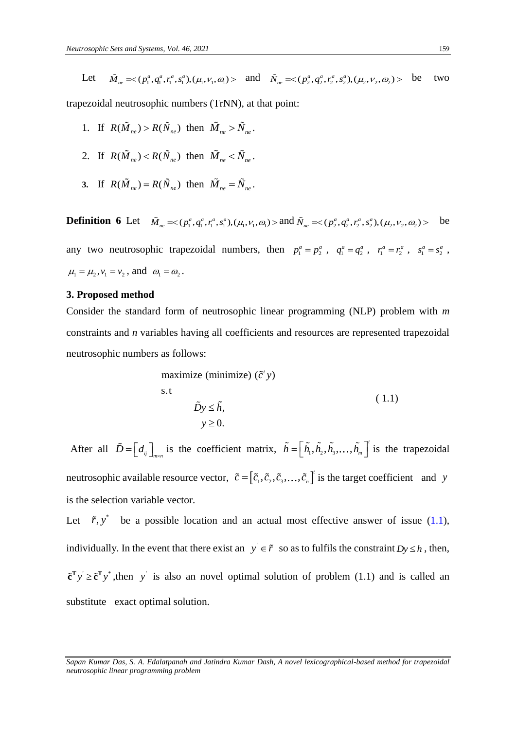Let $\tilde{M}_{ne} = <(p_1^a, q_1^a, r_1^a, s_1^a), (\mu_1, \nu_1, \omega_1)>$ and $\tilde{N}_{ne} = <(p_2^a, q_2^a, r_2^a, s_2^a), (\mu_2, \nu_2, \omega_2)>$ be two trapezoidal neutrosophic numbers (TrNN), at that point:

1. If $R(\tilde{M}_{ne}) > R(\tilde{N}_{ne})$ then $\tilde{M}_{ne} > \tilde{N}_{ne}$.
2. If $R(\tilde{M}_{ne}) < R(\tilde{N}_{ne})$ then $\tilde{M}_{ne} < \tilde{N}_{ne}$.
3. If $R(\tilde{M}_{ne}) = R(\tilde{N}_{ne})$ then $\tilde{M}_{ne} = \tilde{N}_{ne}$.

**Definition 6** Let $\tilde{M}_{ne} = <(p_1^a, q_1^a, r_1^a, s_1^a), (\mu_1, \nu_1, \omega_1)>$ and $\tilde{N}_{ne} = <(p_2^a, q_2^a, r_2^a, s_2^a), (\mu_2, \nu_2, \omega_2)>$ be any two neutrosophic trapezoidal numbers, then $p_1^a = p_2^a$, $q_1^a = q_2^a$, $r_1^a = r_2^a$, $s_1^a = s_2^a$, $\mu_1 = \mu_2, \nu_1 = \nu_2$, and $\omega_1 = \omega_2$.

## 3. Proposed method

Consider the standard form of neutrosophic linear programming (NLP) problem with *m* constraints and *n* variables having all coefficients and resources are represented trapezoidal neutrosophic numbers as follows:

$$
\begin{aligned}
&\text{maximize (minimize) } (\tilde{c}^t y) \\
&\text{s.t} \\
&\qquad \tilde{D} y \leq \tilde{h}, \\
&\qquad y \geq 0.
\end{aligned}
\tag{1.1}
$$

After all $\tilde{D} = \left[ d_{ij} \right]_{m \times n}$ is the coefficient matrix, $\tilde{h} = \left[ \tilde{h}_1, \tilde{h}_2, \tilde{h}_3, \ldots, \tilde{h}_m \right]^t$ is the trapezoidal neutrosophic available resource vector, $\tilde{c} = \left[ \tilde{c}_1, \tilde{c}_2, \tilde{c}_3, \ldots, \tilde{c}_n \right]^t$ is the target coefficient and $y$ is the selection variable vector.

Let $\tilde{r}, y^*$ be a possible location and an actual most effective answer of issue (1.1), individually. In the event that there exist an $y' \in \tilde{r}$ so as to fulfils the constraint $Dy \leq h$, then, $\tilde{\mathbf{c}}^{\mathbf{T}} y' \geq \tilde{\mathbf{c}}^{\mathbf{T}} y^*$, then $y'$ is also an novel optimal solution of problem (1.1) and is called an substitute exact optimal solution.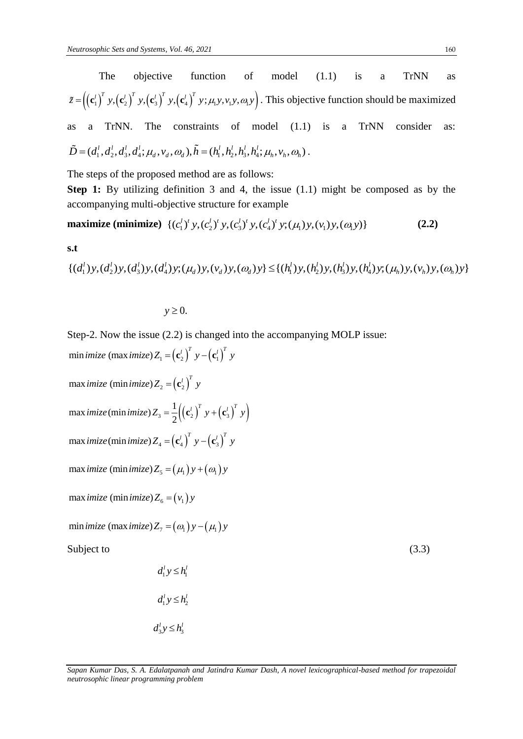The objective function of model (1.1) is a TrNN as $\tilde{z} = \left( \left(\mathbf{c}_1^l\right)^T y, \left(\mathbf{c}_2^l\right)^T y, \left(\mathbf{c}_3^l\right)^T y, \left(\mathbf{c}_4^l\right)^T y; \mu_1 y, v_1 y, \omega_1 y \right)$. This objective function should be maximized as a TrNN. The constraints of model (1.1) is a TrNN consider as: $\tilde{D} = (d_1^l, d_2^l, d_3^l, d_4^l; \mu_d, v_d, \omega_d), \tilde{h} = (h_1^l, h_2^l, h_3^l, h_4^l; \mu_h, v_h, \omega_h)$.

The steps of the proposed method are as follows:

**Step 1:** By utilizing definition 3 and 4, the issue (1.1) might be composed as by the accompanying multi-objective structure for example

$$\textbf{maximize (minimize)} \ \{(c_1^l)^t y, (c_2^l)^t y, (c_3^l)^t y, (c_4^l)^t y; (\mu_1) y, (v_1) y, (\omega_1 y)\} \qquad \textbf{(2.2)}$$

**s.t**

$$\{(d_1^l)y, (d_2^l)y, (d_3^l)y, (d_4^l)y; (\mu_d)y, (v_d)y, (\omega_d)y\} \le \{(h_1^l)y, (h_2^l)y, (h_3^l)y, (h_4^l)y; (\mu_h)y, (v_h)y, (\omega_h)y\}$$

$$y \ge 0.$$

Step-2. Now the issue (2.2) is changed into the accompanying MOLP issue:

$$\min imize\ (\max imize)\, Z_1 = \left(\mathbf{c}_2^l\right)^T y - \left(\mathbf{c}_1^l\right)^T y$$

$$\max imize\ (\min imize)\, Z_2 = \left(\mathbf{c}_2^l\right)^T y$$

$$\max imize (\min imize)\, Z_3 = \frac{1}{2}\left( \left(\mathbf{c}_2^l\right)^T y + \left(\mathbf{c}_3^l\right)^T y \right)$$

$$\max imize (\min imize)\, Z_4 = \left(\mathbf{c}_4^l\right)^T y - \left(\mathbf{c}_3^l\right)^T y$$

$$\max imize\ (\min imize)\, Z_5 = \left(\mu_1\right) y + \left(\omega_1\right) y$$

$$\max imize\ (\min imize)\, Z_6 = \left(v_1\right) y$$

$$\min imize\ (\max imize)\, Z_7 = \left(\omega_1\right) y - \left(\mu_1\right) y$$

Subject to (3.3)

$$d_1^l y \le h_1^l$$

$$d_1^l y \le h_2^l$$

$$d_3^l y \le h_3^l$$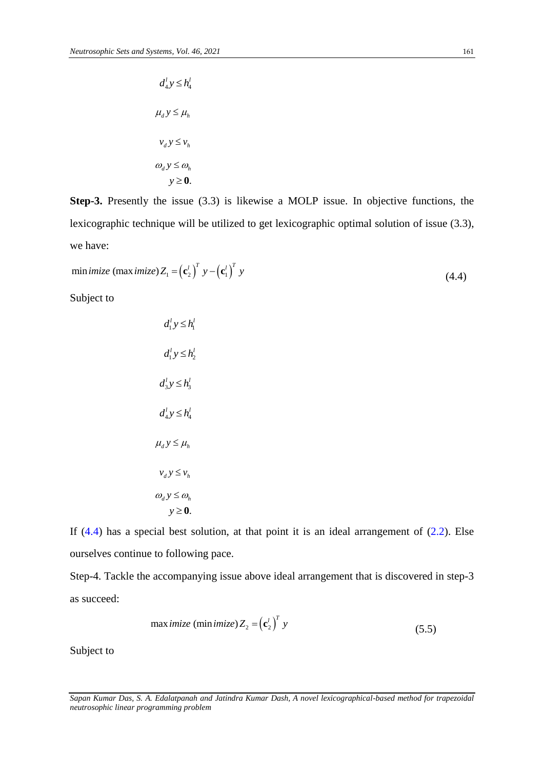$$d_4^l y \leq h_4^l$$

$$\mu_d y \leq \mu_h$$

$$v_d y \leq v_h$$

$$\omega_d y \leq \omega_h$$

$$y \geq \mathbf{0}.$$

**Step-3.** Presently the issue (3.3) is likewise a MOLP issue. In objective functions, the lexicographic technique will be utilized to get lexicographic optimal solution of issue (3.3), we have:

$$\min imize\ (\max imize)\, Z_1 = \left(\mathbf{c}_2^l\right)^T y - \left(\mathbf{c}_1^l\right)^T y \tag{4.4}$$

Subject to

$$d_1^l y \leq h_1^l$$

$$d_1^l y \leq h_2^l$$

$$d_3^l y \leq h_3^l$$

$$d_4^l y \leq h_4^l$$

$$\mu_d y \leq \mu_h$$

$$v_d y \leq v_h$$

$$\omega_d y \leq \omega_h$$

$$y \geq \mathbf{0}.$$

If (4.4) has a special best solution, at that point it is an ideal arrangement of (2.2). Else ourselves continue to following pace.

Step-4. Tackle the accompanying issue above ideal arrangement that is discovered in step-3 as succeed:

$$\max imize\ (\min imize)\, Z_2 = \left(\mathbf{c}_2^l\right)^T y \tag{5.5}$$

Subject to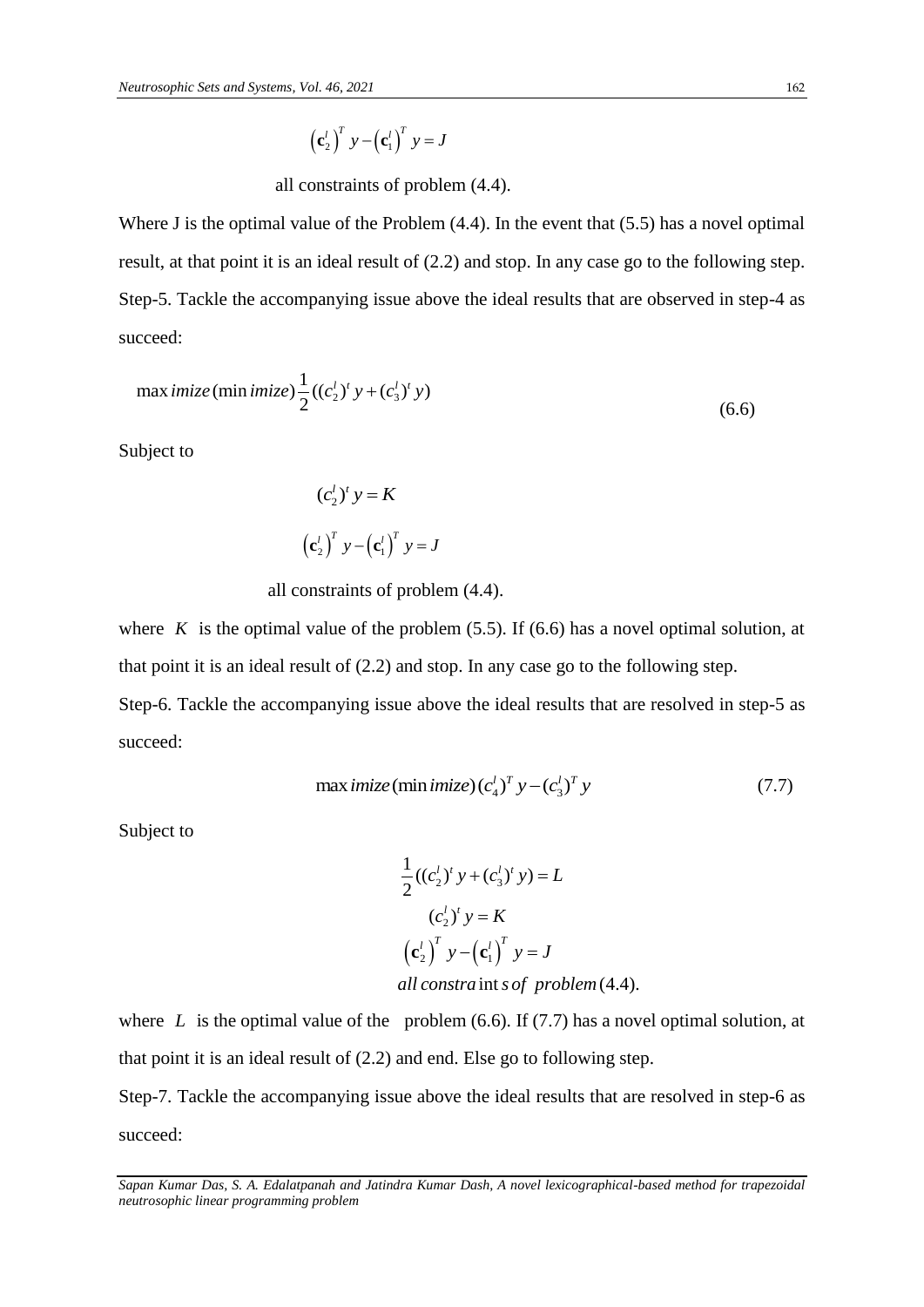$$\left(\mathbf{c}_2^l\right)^T y - \left(\mathbf{c}_1^l\right)^T y = J$$

all constraints of problem (4.4).

Where J is the optimal value of the Problem (4.4). In the event that (5.5) has a novel optimal result, at that point it is an ideal result of (2.2) and stop. In any case go to the following step.

Step-5. Tackle the accompanying issue above the ideal results that are observed in step-4 as succeed:

$$\max imize(\min imize)\frac{1}{2}((c_2^l)^t y + (c_3^l)^t y) \tag{6.6}$$

Subject to

$$(c_2^l)^t y = K$$

$$\left(\mathbf{c}_2^l\right)^T y - \left(\mathbf{c}_1^l\right)^T y = J$$

all constraints of problem (4.4).

where $K$ is the optimal value of the problem (5.5). If (6.6) has a novel optimal solution, at that point it is an ideal result of (2.2) and stop. In any case go to the following step.

Step-6. Tackle the accompanying issue above the ideal results that are resolved in step-5 as succeed:

$$\max imize(\min imize)\,(c_4^l)^T y - (c_3^l)^T y \tag{7.7}$$

Subject to

$$\frac{1}{2}((c_2^l)^t y + (c_3^l)^t y) = L$$

$$(c_2^l)^t y = K$$

$$\left(\mathbf{c}_2^l\right)^T y - \left(\mathbf{c}_1^l\right)^T y = J$$

$$all\ constra\text{int}\,s\ of\ \ problem\,(4.4).$$

where $L$ is the optimal value of the problem (6.6). If (7.7) has a novel optimal solution, at that point it is an ideal result of (2.2) and end. Else go to following step.

Step-7. Tackle the accompanying issue above the ideal results that are resolved in step-6 as succeed: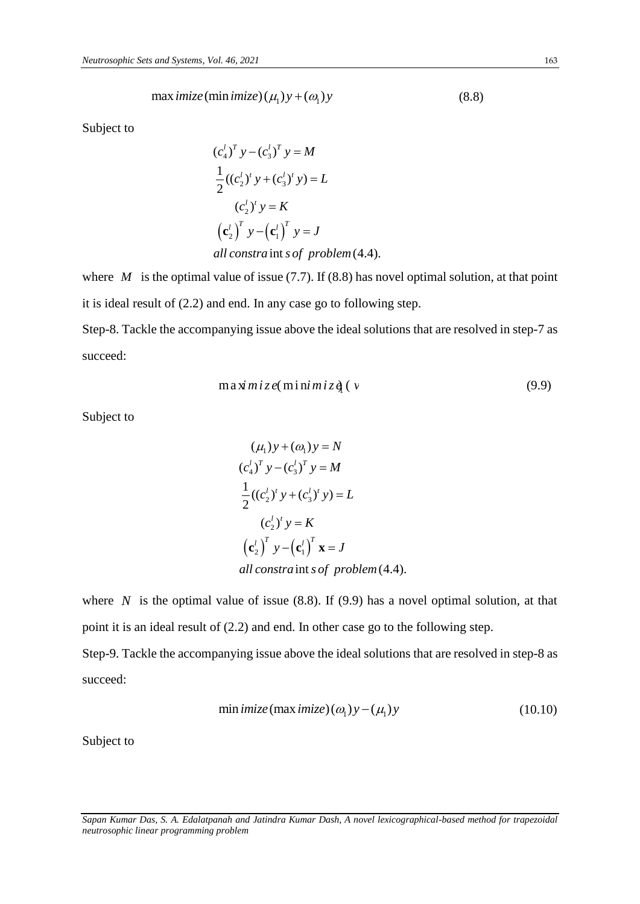$$\max imize(\min imize)\,(\mu_1)y + (\omega_1)y \tag{8.8}$$

Subject to

$$\begin{aligned}
&(c_4^l)^T y - (c_3^l)^T y = M \\
&\frac{1}{2}((c_2^l)^t y + (c_3^l)^t y) = L \\
&(c_2^l)^t y = K \\
&\left(\mathbf{c}_2^l\right)^T y - \left(\mathbf{c}_1^l\right)^T y = J \\
&\text{all constraints of problem (4.4).}
\end{aligned}$$

where $M$ is the optimal value of issue (7.7). If (8.8) has novel optimal solution, at that point it is ideal result of (2.2) and end. In any case go to following step.

Step-8. Tackle the accompanying issue above the ideal solutions that are resolved in step-7 as succeed:

$$\max imize(\min imize)\,(\nu_1) \tag{9.9}$$

Subject to

$$\begin{aligned}
&(\mu_1)y + (\omega_1)y = N \\
&(c_4^l)^T y - (c_3^l)^T y = M \\
&\frac{1}{2}((c_2^l)^t y + (c_3^l)^t y) = L \\
&(c_2^l)^t y = K \\
&\left(\mathbf{c}_2^l\right)^T y - \left(\mathbf{c}_1^l\right)^T \mathbf{x} = J \\
&\text{all constraints of problem (4.4).}
\end{aligned}$$

where $N$ is the optimal value of issue (8.8). If (9.9) has a novel optimal solution, at that point it is an ideal result of (2.2) and end. In other case go to the following step.

Step-9. Tackle the accompanying issue above the ideal solutions that are resolved in step-8 as succeed:

$$\min imize(\max imize)\,(\omega_1)y - (\mu_1)y \tag{10.10}$$

Subject to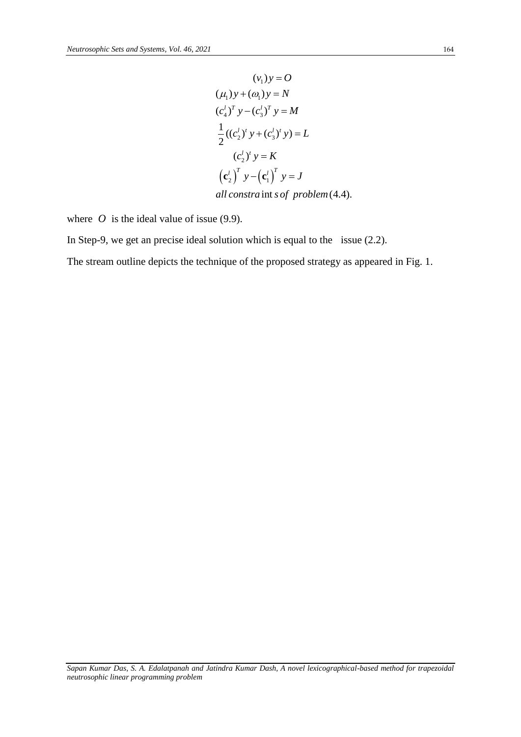$$
\begin{aligned}
&(v_1) y = O \\
&(\mu_1) y + (\omega_1) y = N \\
&(c_4^l)^T y - (c_3^l)^T y = M \\
&\frac{1}{2}((c_2^l)^t y + (c_3^l)^t y) = L \\
&(c_2^l)^t y = K \\
&\left(\mathbf{c}_2^l\right)^T y - \left(\mathbf{c}_1^l\right)^T y = J \\
&all\ constraints\ of\ \ problem (4.4).
\end{aligned}
$$

where $O$ is the ideal value of issue (9.9).

In Step-9, we get an precise ideal solution which is equal to the issue (2.2).

The stream outline depicts the technique of the proposed strategy as appeared in Fig. 1.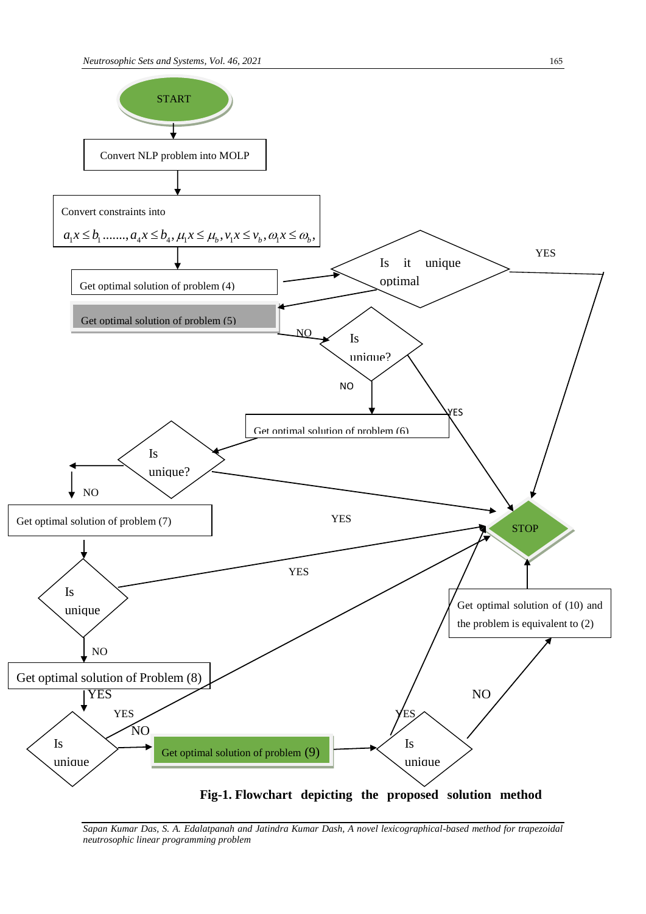START

Convert NLP problem into MOLP

Convert constraints into

$a_1 x \le b_1 ......., a_4 x \le b_4, \mu_1 x \le \mu_b, v_1 x \le v_b, \omega_1 x \le \omega_b,$

Get optimal solution of problem (4)

Is it unique optimal

YES

Get optimal solution of problem (5)

NO

Is unique?

NO

YES

Get optimal solution of problem (6)

Is unique?

NO

Get optimal solution of problem (7)

YES

STOP

YES

Is unique

NO

Get optimal solution of (10) and the problem is equivalent to (2)

Get optimal solution of Problem (8)

YES

YES

NO

NO

YES

Is unique

Get optimal solution of problem (9)

Is unique

**Fig-1. Flowchart depicting the proposed solution method**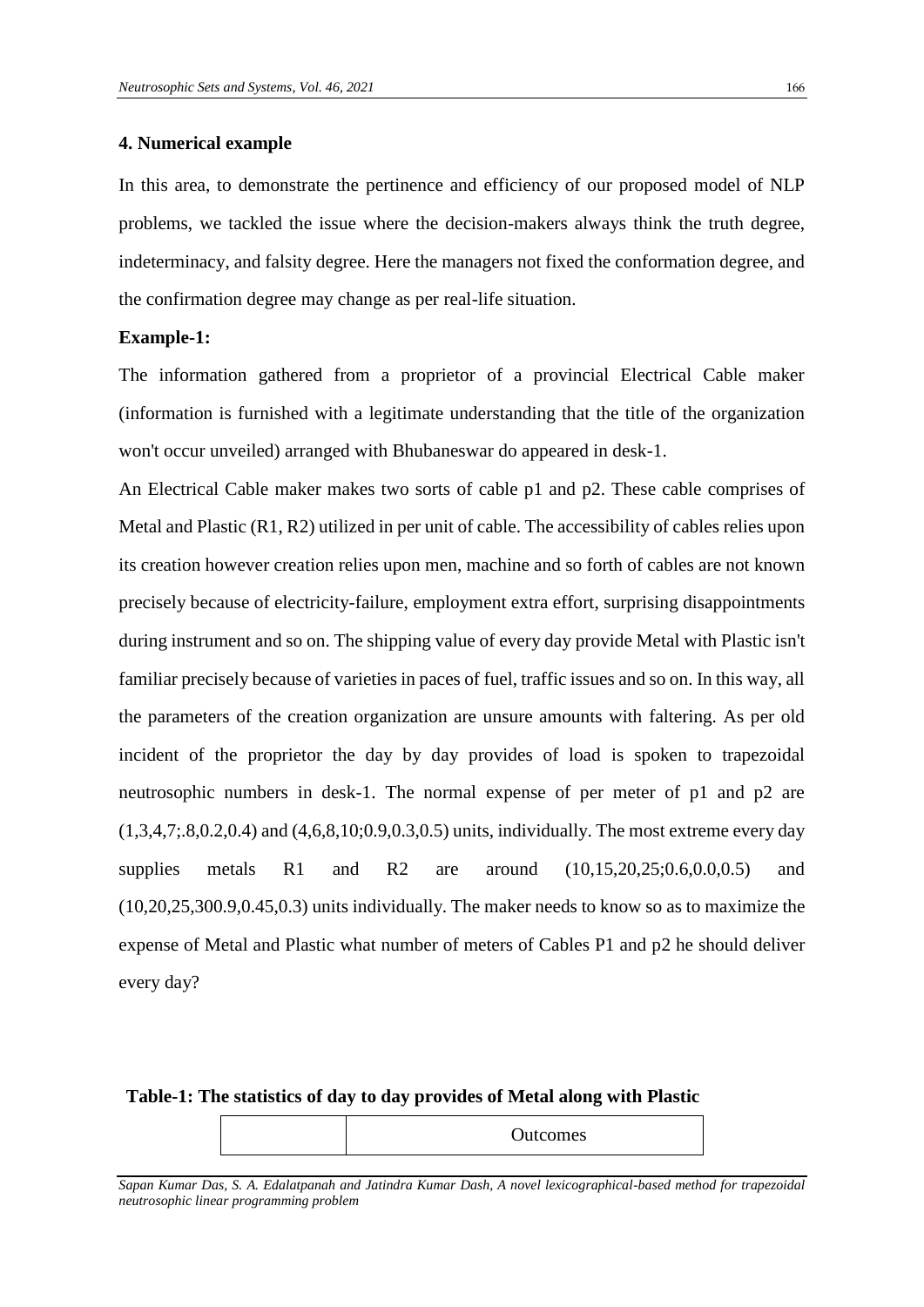## 4. Numerical example

In this area, to demonstrate the pertinence and efficiency of our proposed model of NLP problems, we tackled the issue where the decision-makers always think the truth degree, indeterminacy, and falsity degree. Here the managers not fixed the conformation degree, and the confirmation degree may change as per real-life situation.

**Example-1:**

The information gathered from a proprietor of a provincial Electrical Cable maker (information is furnished with a legitimate understanding that the title of the organization won't occur unveiled) arranged with Bhubaneswar do appeared in desk-1.

An Electrical Cable maker makes two sorts of cable p1 and p2. These cable comprises of Metal and Plastic (R1, R2) utilized in per unit of cable. The accessibility of cables relies upon its creation however creation relies upon men, machine and so forth of cables are not known precisely because of electricity-failure, employment extra effort, surprising disappointments during instrument and so on. The shipping value of every day provide Metal with Plastic isn't familiar precisely because of varieties in paces of fuel, traffic issues and so on. In this way, all the parameters of the creation organization are unsure amounts with faltering. As per old incident of the proprietor the day by day provides of load is spoken to trapezoidal neutrosophic numbers in desk-1. The normal expense of per meter of p1 and p2 are (1,3,4,7;.8,0.2,0.4) and (4,6,8,10;0.9,0.3,0.5) units, individually. The most extreme every day supplies metals R1 and R2 are around (10,15,20,25;0.6,0.0,0.5) and (10,20,25,300.9,0.45,0.3) units individually. The maker needs to know so as to maximize the expense of Metal and Plastic what number of meters of Cables P1 and p2 he should deliver every day?

**Table-1: The statistics of day to day provides of Metal along with Plastic**

| | Outcomes |
|---|---|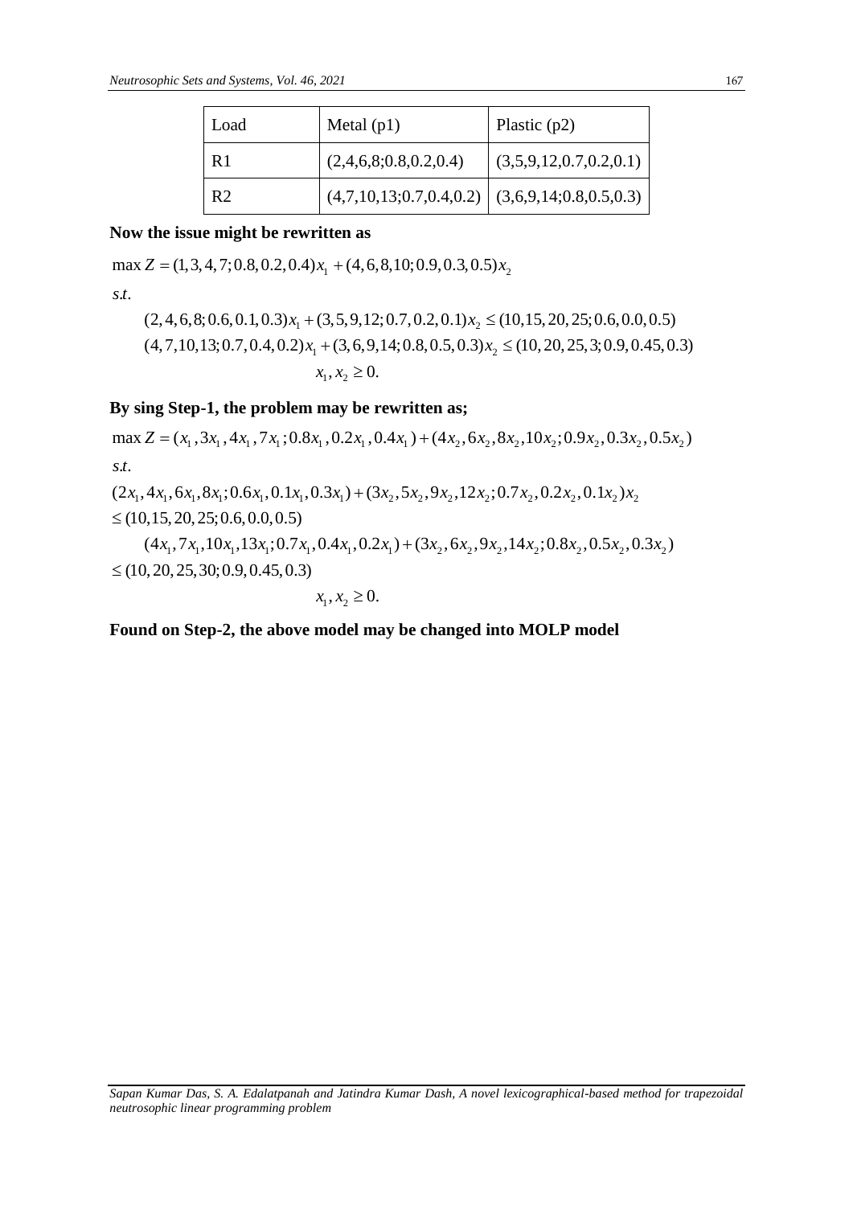| Load | Metal (p1) | Plastic (p2) |
|---|---|---|
| R1 | (2,4,6,8;0.8,0.2,0.4) | (3,5,9,12,0.7,0.2,0.1) |
| R2 | (4,7,10,13;0.7,0.4,0.2) | (3,6,9,14;0.8,0.5,0.3) |

**Now the issue might be rewritten as**

$$\max Z = (1,3,4,7;0.8,0.2,0.4)x_1 + (4,6,8,10;0.9,0.3,0.5)x_2$$

$s.t.$

$$(2,4,6,8;0.6,0.1,0.3)x_1 + (3,5,9,12;0.7,0.2,0.1)x_2 \leq (10,15,20,25;0.6,0.0,0.5)$$

$$(4,7,10,13;0.7,0.4,0.2)x_1 + (3,6,9,14;0.8,0.5,0.3)x_2 \leq (10,20,25,3;0.9,0.45,0.3)$$

$$x_1, x_2 \geq 0.$$

**By sing Step-1, the problem may be rewritten as;**

$$\max Z = (x_1, 3x_1, 4x_1, 7x_1; 0.8x_1, 0.2x_1, 0.4x_1) + (4x_2, 6x_2, 8x_2, 10x_2; 0.9x_2, 0.3x_2, 0.5x_2)$$

$s.t.$

$$(2x_1, 4x_1, 6x_1, 8x_1; 0.6x_1, 0.1x_1, 0.3x_1) + (3x_2, 5x_2, 9x_2, 12x_2; 0.7x_2, 0.2x_2, 0.1x_2)x_2$$
$$\leq (10,15,20,25;0.6,0.0,0.5)$$

$$(4x_1, 7x_1, 10x_1, 13x_1; 0.7x_1, 0.4x_1, 0.2x_1) + (3x_2, 6x_2, 9x_2, 14x_2; 0.8x_2, 0.5x_2, 0.3x_2)$$
$$\leq (10,20,25,30;0.9,0.45,0.3)$$

$$x_1, x_2 \geq 0.$$

**Found on Step-2, the above model may be changed into MOLP model**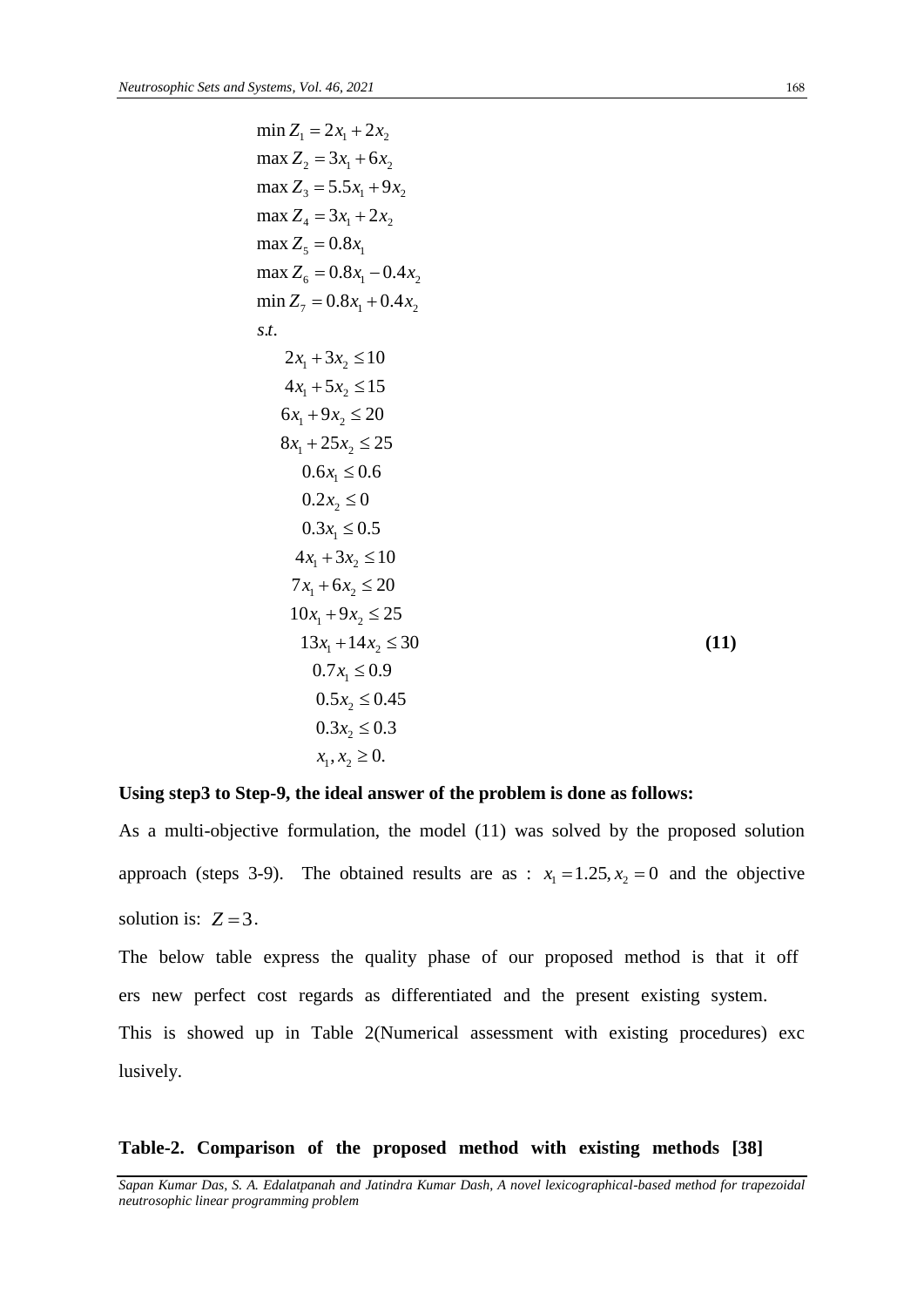$$
\begin{aligned}
&\min Z_1 = 2x_1 + 2x_2 \\
&\max Z_2 = 3x_1 + 6x_2 \\
&\max Z_3 = 5.5x_1 + 9x_2 \\
&\max Z_4 = 3x_1 + 2x_2 \\
&\max Z_5 = 0.8x_1 \\
&\max Z_6 = 0.8x_1 - 0.4x_2 \\
&\min Z_7 = 0.8x_1 + 0.4x_2 \\
&s.t. \\
&\quad 2x_1 + 3x_2 \le 10 \\
&\quad 4x_1 + 5x_2 \le 15 \\
&\quad 6x_1 + 9x_2 \le 20 \\
&\quad 8x_1 + 25x_2 \le 25 \\
&\quad 0.6x_1 \le 0.6 \\
&\quad 0.2x_2 \le 0 \\
&\quad 0.3x_1 \le 0.5 \\
&\quad 4x_1 + 3x_2 \le 10 \\
&\quad 7x_1 + 6x_2 \le 20 \\
&\quad 10x_1 + 9x_2 \le 25 \\
&\quad 13x_1 + 14x_2 \le 30 \\
&\quad 0.7x_1 \le 0.9 \\
&\quad 0.5x_2 \le 0.45 \\
&\quad 0.3x_2 \le 0.3 \\
&\quad x_1, x_2 \ge 0.
\end{aligned}
\tag{11}
$$

**Using step3 to Step-9, the ideal answer of the problem is done as follows:**

As a multi-objective formulation, the model (11) was solved by the proposed solution approach (steps 3-9). The obtained results are as : $x_1 = 1.25, x_2 = 0$ and the objective solution is: $Z = 3$.

The below table express the quality phase of our proposed method is that it off ers new perfect cost regards as differentiated and the present existing system. This is showed up in Table 2(Numerical assessment with existing procedures) exc lusively.

**Table-2. Comparison of the proposed method with existing methods [38]**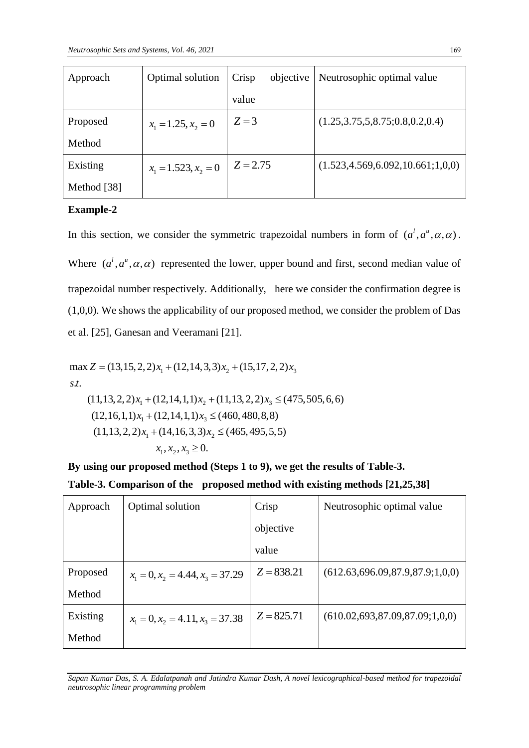| Approach | Optimal solution | Crisp objective value | Neutrosophic optimal value |
|---|---|---|---|
| Proposed Method | $x_1 = 1.25, x_2 = 0$ | $Z = 3$ | (1.25,3.75,5,8.75;0.8,0.2,0.4) |
| Existing Method [38] | $x_1 = 1.523, x_2 = 0$ | $Z = 2.75$ | (1.523,4.569,6.092,10.661;1,0,0) |

**Example-2**

In this section, we consider the symmetric trapezoidal numbers in form of $(a^l, a^u, \alpha, \alpha)$. Where $(a^l, a^u, \alpha, \alpha)$ represented the lower, upper bound and first, second median value of trapezoidal number respectively. Additionally, here we consider the confirmation degree is (1,0,0). We shows the applicability of our proposed method, we consider the problem of Das et al. [25], Ganesan and Veeramani [21].

$$
\begin{aligned}
&\max Z = (13,15,2,2)x_1 + (12,14,3,3)x_2 + (15,17,2,2)x_3 \\
&s.t. \\
&\quad (11,13,2,2)x_1 + (12,14,1,1)x_2 + (11,13,2,2)x_3 \leq (475,505,6,6) \\
&\quad (12,16,1,1)x_1 + (12,14,1,1)x_3 \leq (460,480,8,8) \\
&\quad (11,13,2,2)x_1 + (14,16,3,3)x_2 \leq (465,495,5,5) \\
&\quad\quad x_1, x_2, x_3 \geq 0.
\end{aligned}
$$

**By using our proposed method (Steps 1 to 9), we get the results of Table-3.**

**Table-3. Comparison of the proposed method with existing methods [21,25,38]**

| Approach | Optimal solution | Crisp objective value | Neutrosophic optimal value |
|---|---|---|---|
| Proposed Method | $x_1 = 0, x_2 = 4.44, x_3 = 37.29$ | $Z = 838.21$ | (612.63,696.09,87.9,87.9;1,0,0) |
| Existing Method | $x_1 = 0, x_2 = 4.11, x_3 = 37.38$ | $Z = 825.71$ | (610.02,693,87.09,87.09;1,0,0) |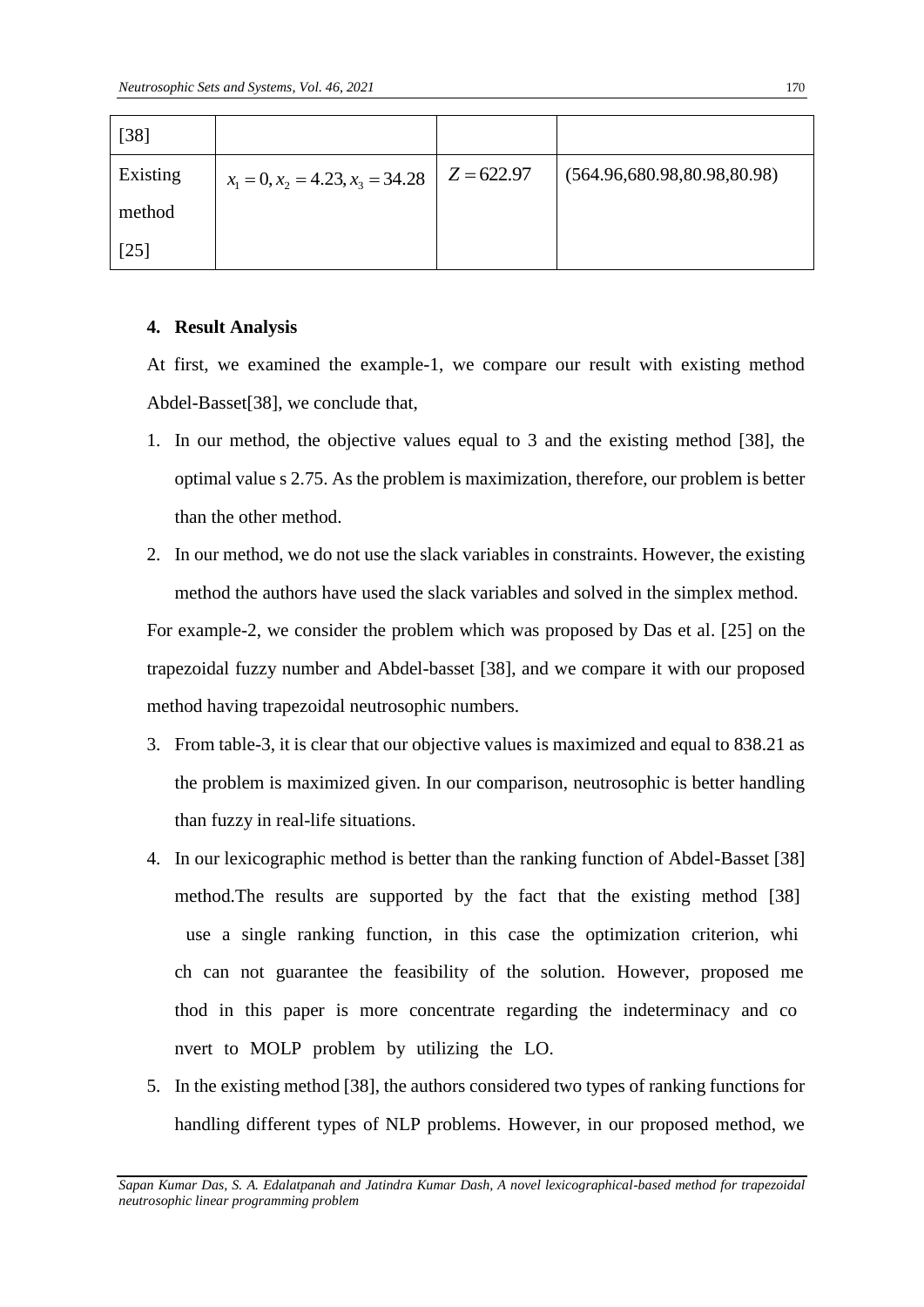| [38] | | | |
|---|---|---|---|
| Existing method [25] | $x_1 = 0, x_2 = 4.23, x_3 = 34.28$ | $Z = 622.97$ | (564.96,680.98,80.98,80.98) |

## 4. Result Analysis

At first, we examined the example-1, we compare our result with existing method Abdel-Basset[38], we conclude that,

1. In our method, the objective values equal to 3 and the existing method [38], the optimal value s 2.75. As the problem is maximization, therefore, our problem is better than the other method.
2. In our method, we do not use the slack variables in constraints. However, the existing method the authors have used the slack variables and solved in the simplex method.

For example-2, we consider the problem which was proposed by Das et al. [25] on the trapezoidal fuzzy number and Abdel-basset [38], and we compare it with our proposed method having trapezoidal neutrosophic numbers.

3. From table-3, it is clear that our objective values is maximized and equal to 838.21 as the problem is maximized given. In our comparison, neutrosophic is better handling than fuzzy in real-life situations.
4. In our lexicographic method is better than the ranking function of Abdel-Basset [38] method.The results are supported by the fact that the existing method [38] use a single ranking function, in this case the optimization criterion, whi ch can not guarantee the feasibility of the solution. However, proposed me thod in this paper is more concentrate regarding the indeterminacy and co nvert to MOLP problem by utilizing the LO.
5. In the existing method [38], the authors considered two types of ranking functions for handling different types of NLP problems. However, in our proposed method, we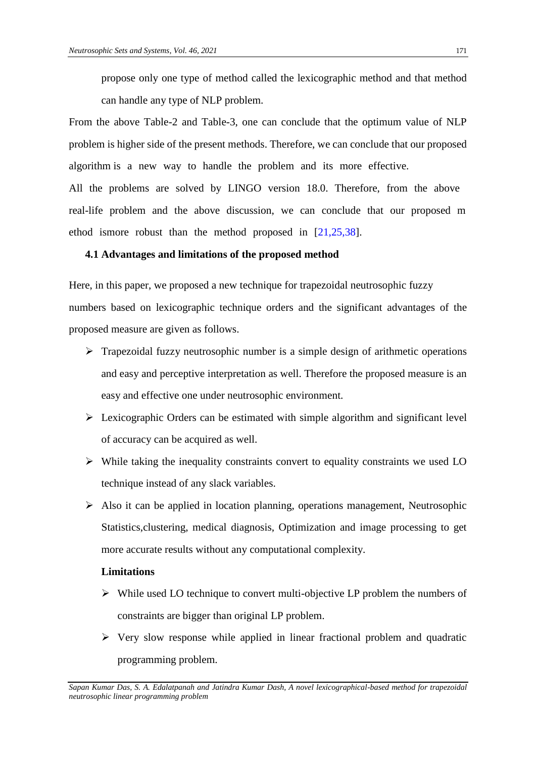propose only one type of method called the lexicographic method and that method can handle any type of NLP problem.

From the above Table-2 and Table-3, one can conclude that the optimum value of NLP problem is higher side of the present methods. Therefore, we can conclude that our proposed algorithm is a new way to handle the problem and its more effective.

All the problems are solved by LINGO version 18.0. Therefore, from the above real-life problem and the above discussion, we can conclude that our proposed m ethod ismore robust than the method proposed in [21,25,38].

### 4.1 Advantages and limitations of the proposed method

Here, in this paper, we proposed a new technique for trapezoidal neutrosophic fuzzy numbers based on lexicographic technique orders and the significant advantages of the proposed measure are given as follows.

- Trapezoidal fuzzy neutrosophic number is a simple design of arithmetic operations and easy and perceptive interpretation as well. Therefore the proposed measure is an easy and effective one under neutrosophic environment.
- Lexicographic Orders can be estimated with simple algorithm and significant level of accuracy can be acquired as well.
- While taking the inequality constraints convert to equality constraints we used LO technique instead of any slack variables.
- Also it can be applied in location planning, operations management, Neutrosophic Statistics,clustering, medical diagnosis, Optimization and image processing to get more accurate results without any computational complexity.

**Limitations**

- While used LO technique to convert multi-objective LP problem the numbers of constraints are bigger than original LP problem.
- Very slow response while applied in linear fractional problem and quadratic programming problem.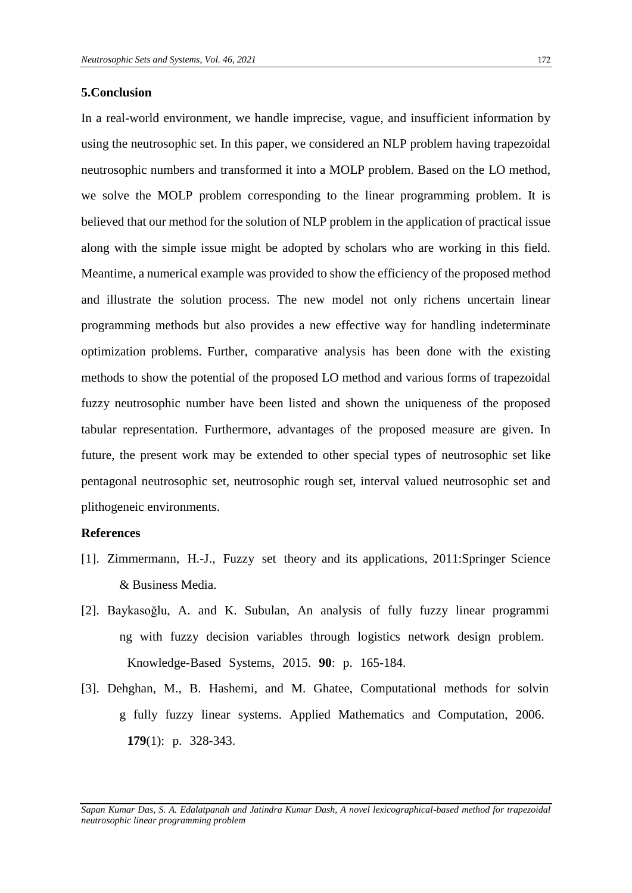## 5.Conclusion

In a real-world environment, we handle imprecise, vague, and insufficient information by using the neutrosophic set. In this paper, we considered an NLP problem having trapezoidal neutrosophic numbers and transformed it into a MOLP problem. Based on the LO method, we solve the MOLP problem corresponding to the linear programming problem. It is believed that our method for the solution of NLP problem in the application of practical issue along with the simple issue might be adopted by scholars who are working in this field. Meantime, a numerical example was provided to show the efficiency of the proposed method and illustrate the solution process. The new model not only richens uncertain linear programming methods but also provides a new effective way for handling indeterminate optimization problems. Further, comparative analysis has been done with the existing methods to show the potential of the proposed LO method and various forms of trapezoidal fuzzy neutrosophic number have been listed and shown the uniqueness of the proposed tabular representation. Furthermore, advantages of the proposed measure are given. In future, the present work may be extended to other special types of neutrosophic set like pentagonal neutrosophic set, neutrosophic rough set, interval valued neutrosophic set and plithogeneic environments.

## References

[1]. Zimmermann, H.-J., Fuzzy set theory and its applications, 2011:Springer Science & Business Media.

[2]. Baykasoğlu, A. and K. Subulan, An analysis of fully fuzzy linear programming with fuzzy decision variables through logistics network design problem. Knowledge-Based Systems, 2015. **90**: p. 165-184.

[3]. Dehghan, M., B. Hashemi, and M. Ghatee, Computational methods for solving fully fuzzy linear systems. Applied Mathematics and Computation, 2006. **179**(1): p. 328-343.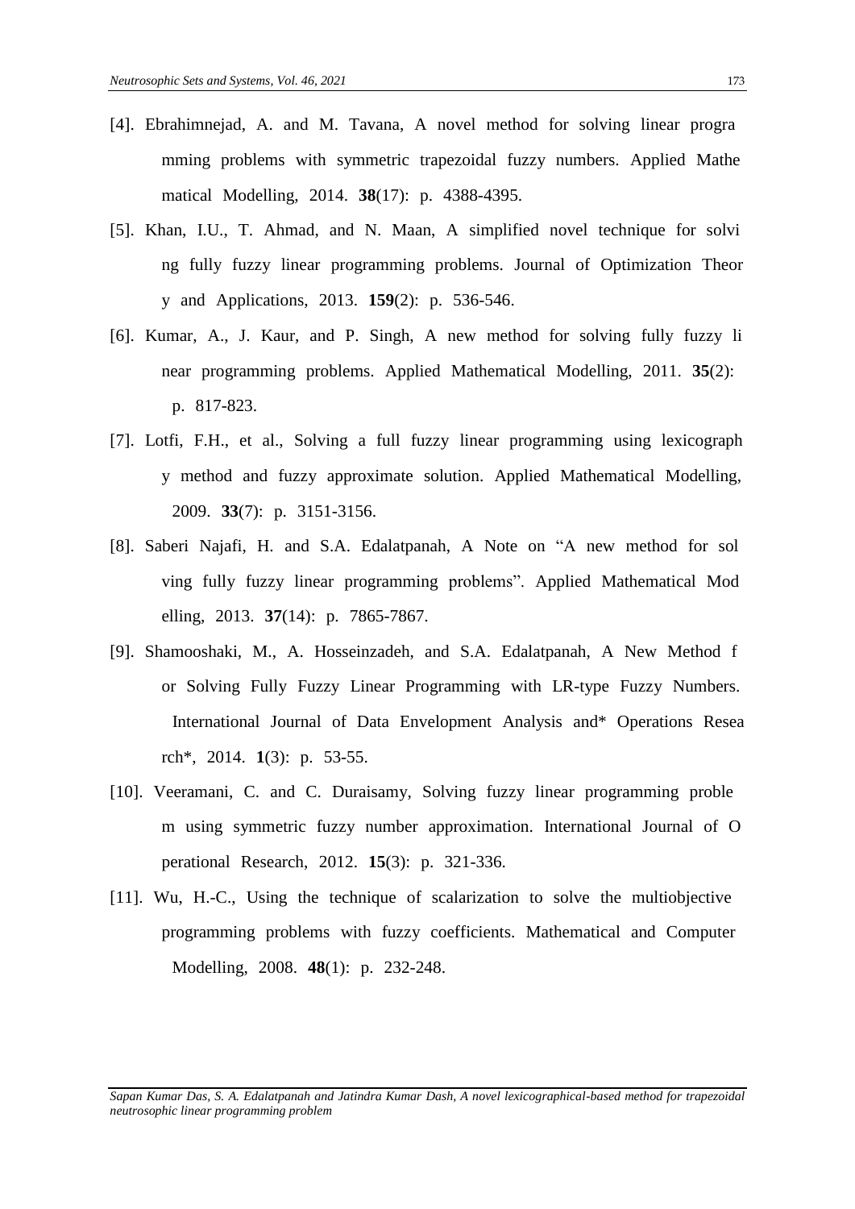[4]. Ebrahimnejad, A. and M. Tavana, A novel method for solving linear programming problems with symmetric trapezoidal fuzzy numbers. Applied Mathematical Modelling, 2014. **38**(17): p. 4388-4395.

[5]. Khan, I.U., T. Ahmad, and N. Maan, A simplified novel technique for solving fully fuzzy linear programming problems. Journal of Optimization Theory and Applications, 2013. **159**(2): p. 536-546.

[6]. Kumar, A., J. Kaur, and P. Singh, A new method for solving fully fuzzy linear programming problems. Applied Mathematical Modelling, 2011. **35**(2): p. 817-823.

[7]. Lotfi, F.H., et al., Solving a full fuzzy linear programming using lexicography method and fuzzy approximate solution. Applied Mathematical Modelling, 2009. **33**(7): p. 3151-3156.

[8]. Saberi Najafi, H. and S.A. Edalatpanah, A Note on "A new method for solving fully fuzzy linear programming problems". Applied Mathematical Modelling, 2013. **37**(14): p. 7865-7867.

[9]. Shamooshaki, M., A. Hosseinzadeh, and S.A. Edalatpanah, A New Method for Solving Fully Fuzzy Linear Programming with LR-type Fuzzy Numbers. International Journal of Data Envelopment Analysis and* Operations Research*, 2014. **1**(3): p. 53-55.

[10]. Veeramani, C. and C. Duraisamy, Solving fuzzy linear programming problem using symmetric fuzzy number approximation. International Journal of Operational Research, 2012. **15**(3): p. 321-336.

[11]. Wu, H.-C., Using the technique of scalarization to solve the multiobjective programming problems with fuzzy coefficients. Mathematical and Computer Modelling, 2008. **48**(1): p. 232-248.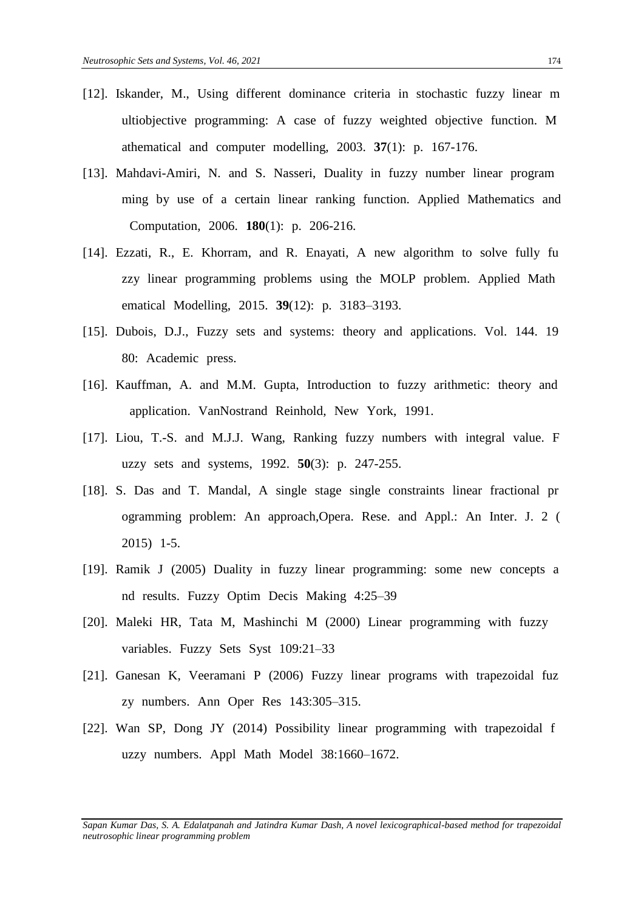[12]. Iskander, M., Using different dominance criteria in stochastic fuzzy linear multiobjective programming: A case of fuzzy weighted objective function. Mathematical and computer modelling, 2003. **37**(1): p. 167-176.

[13]. Mahdavi-Amiri, N. and S. Nasseri, Duality in fuzzy number linear programming by use of a certain linear ranking function. Applied Mathematics and Computation, 2006. **180**(1): p. 206-216.

[14]. Ezzati, R., E. Khorram, and R. Enayati, A new algorithm to solve fully fuzzy linear programming problems using the MOLP problem. Applied Mathematical Modelling, 2015. **39**(12): p. 3183–3193.

[15]. Dubois, D.J., Fuzzy sets and systems: theory and applications. Vol. 144. 1980: Academic press.

[16]. Kauffman, A. and M.M. Gupta, Introduction to fuzzy arithmetic: theory and application. VanNostrand Reinhold, New York, 1991.

[17]. Liou, T.-S. and M.J.J. Wang, Ranking fuzzy numbers with integral value. Fuzzy sets and systems, 1992. **50**(3): p. 247-255.

[18]. S. Das and T. Mandal, A single stage single constraints linear fractional programming problem: An approach,Opera. Rese. and Appl.: An Inter. J. 2 (2015) 1-5.

[19]. Ramik J (2005) Duality in fuzzy linear programming: some new concepts and results. Fuzzy Optim Decis Making 4:25–39

[20]. Maleki HR, Tata M, Mashinchi M (2000) Linear programming with fuzzy variables. Fuzzy Sets Syst 109:21–33

[21]. Ganesan K, Veeramani P (2006) Fuzzy linear programs with trapezoidal fuzzy numbers. Ann Oper Res 143:305–315.

[22]. Wan SP, Dong JY (2014) Possibility linear programming with trapezoidal fuzzy numbers. Appl Math Model 38:1660–1672.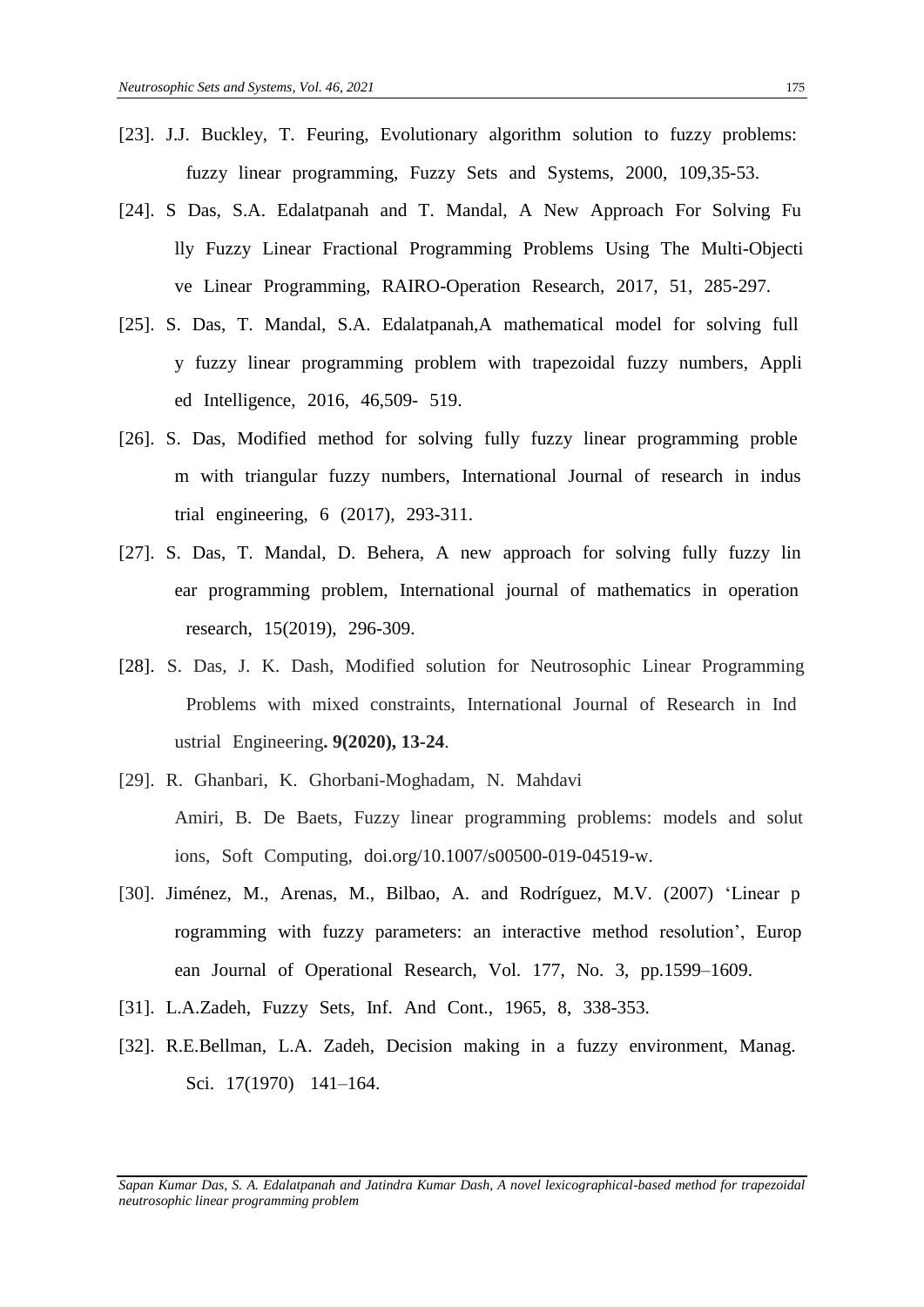[23]. J.J. Buckley, T. Feuring, Evolutionary algorithm solution to fuzzy problems: fuzzy linear programming, Fuzzy Sets and Systems, 2000, 109,35-53.

[24]. S Das, S.A. Edalatpanah and T. Mandal, A New Approach For Solving Fu lly Fuzzy Linear Fractional Programming Problems Using The Multi-Objecti ve Linear Programming, RAIRO-Operation Research, 2017, 51, 285-297.

[25]. S. Das, T. Mandal, S.A. Edalatpanah,A mathematical model for solving full y fuzzy linear programming problem with trapezoidal fuzzy numbers, Appli ed Intelligence, 2016, 46,509- 519.

[26]. S. Das, Modified method for solving fully fuzzy linear programming proble m with triangular fuzzy numbers, International Journal of research in indus trial engineering, 6 (2017), 293-311.

[27]. S. Das, T. Mandal, D. Behera, A new approach for solving fully fuzzy lin ear programming problem, International journal of mathematics in operation research, 15(2019), 296-309.

[28]. S. Das, J. K. Dash, Modified solution for Neutrosophic Linear Programming Problems with mixed constraints, International Journal of Research in Ind ustrial Engineering**. 9(2020), 13-24**.

[29]. R. Ghanbari, K. Ghorbani-Moghadam, N. Mahdavi Amiri, B. De Baets, Fuzzy linear programming problems: models and solut ions, Soft Computing, doi.org/10.1007/s00500-019-04519-w.

[30]. Jiménez, M., Arenas, M., Bilbao, A. and Rodríguez, M.V. (2007) 'Linear p rogramming with fuzzy parameters: an interactive method resolution', Europ ean Journal of Operational Research, Vol. 177, No. 3, pp.1599–1609.

[31]. L.A.Zadeh, Fuzzy Sets, Inf. And Cont., 1965, 8, 338-353.

[32]. R.E.Bellman, L.A. Zadeh, Decision making in a fuzzy environment, Manag. Sci. 17(1970) 141–164.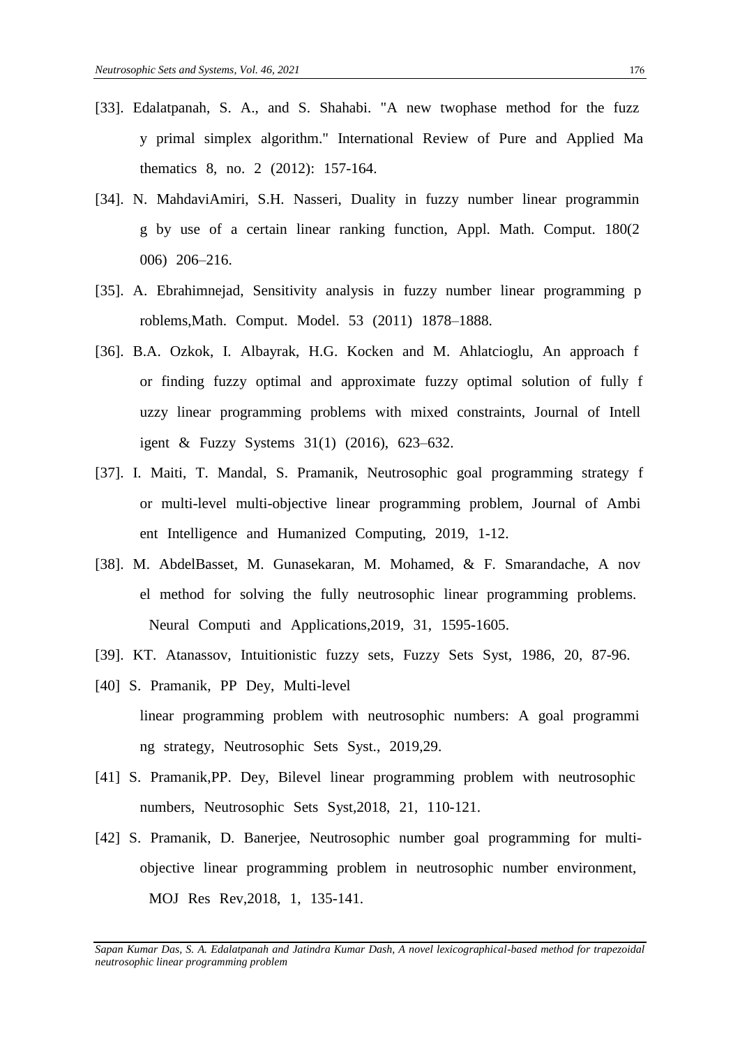[33]. Edalatpanah, S. A., and S. Shahabi. "A new twophase method for the fuzz y primal simplex algorithm." International Review of Pure and Applied Ma thematics 8, no. 2 (2012): 157-164.

[34]. N. MahdaviAmiri, S.H. Nasseri, Duality in fuzzy number linear programmin g by use of a certain linear ranking function, Appl. Math. Comput. 180(2 006) 206–216.

[35]. A. Ebrahimnejad, Sensitivity analysis in fuzzy number linear programming p roblems,Math. Comput. Model. 53 (2011) 1878–1888.

[36]. B.A. Ozkok, I. Albayrak, H.G. Kocken and M. Ahlatcioglu, An approach f or finding fuzzy optimal and approximate fuzzy optimal solution of fully f uzzy linear programming problems with mixed constraints, Journal of Intell igent & Fuzzy Systems 31(1) (2016), 623–632.

[37]. I. Maiti, T. Mandal, S. Pramanik, Neutrosophic goal programming strategy f or multi-level multi-objective linear programming problem, Journal of Ambi ent Intelligence and Humanized Computing, 2019, 1-12.

[38]. M. AbdelBasset, M. Gunasekaran, M. Mohamed, & F. Smarandache, A nov el method for solving the fully neutrosophic linear programming problems. Neural Computi and Applications,2019, 31, 1595-1605.

[39]. KT. Atanassov, Intuitionistic fuzzy sets, Fuzzy Sets Syst, 1986, 20, 87-96.

[40] S. Pramanik, PP Dey, Multi-level linear programming problem with neutrosophic numbers: A goal programmi ng strategy, Neutrosophic Sets Syst., 2019,29.

[41] S. Pramanik,PP. Dey, Bilevel linear programming problem with neutrosophic numbers, Neutrosophic Sets Syst,2018, 21, 110-121.

[42] S. Pramanik, D. Banerjee, Neutrosophic number goal programming for multi-objective linear programming problem in neutrosophic number environment, MOJ Res Rev,2018, 1, 135-141.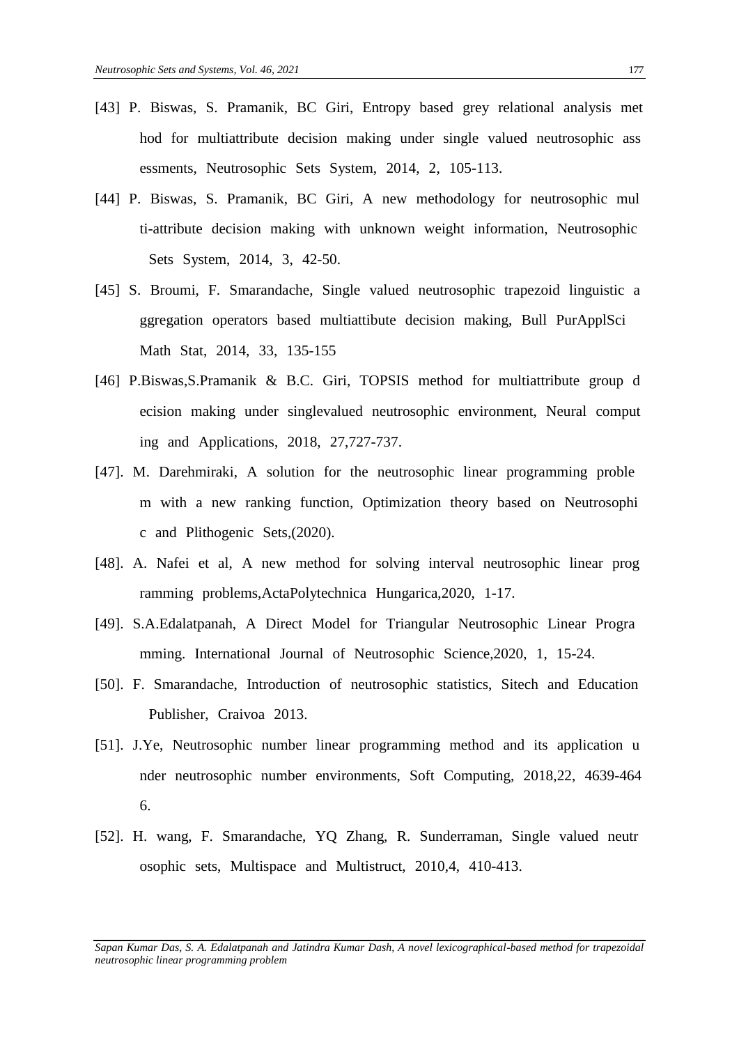[43] P. Biswas, S. Pramanik, BC Giri, Entropy based grey relational analysis method for multiattribute decision making under single valued neutrosophic assessments, Neutrosophic Sets System, 2014, 2, 105-113.

[44] P. Biswas, S. Pramanik, BC Giri, A new methodology for neutrosophic multi-attribute decision making with unknown weight information, Neutrosophic Sets System, 2014, 3, 42-50.

[45] S. Broumi, F. Smarandache, Single valued neutrosophic trapezoid linguistic aggregation operators based multiattibute decision making, Bull PurApplSci Math Stat, 2014, 33, 135-155

[46] P.Biswas,S.Pramanik & B.C. Giri, TOPSIS method for multiattribute group decision making under singlevalued neutrosophic environment, Neural computing and Applications, 2018, 27,727-737.

[47]. M. Darehmiraki, A solution for the neutrosophic linear programming problem with a new ranking function, Optimization theory based on Neutrosophic and Plithogenic Sets,(2020).

[48]. A. Nafei et al, A new method for solving interval neutrosophic linear programming problems,ActaPolytechnica Hungarica,2020, 1-17.

[49]. S.A.Edalatpanah, A Direct Model for Triangular Neutrosophic Linear Programming. International Journal of Neutrosophic Science,2020, 1, 15-24.

[50]. F. Smarandache, Introduction of neutrosophic statistics, Sitech and Education Publisher, Craivoa 2013.

[51]. J.Ye, Neutrosophic number linear programming method and its application under neutrosophic number environments, Soft Computing, 2018,22, 4639-4646.

[52]. H. wang, F. Smarandache, YQ Zhang, R. Sunderraman, Single valued neutrosophic sets, Multispace and Multistruct, 2010,4, 410-413.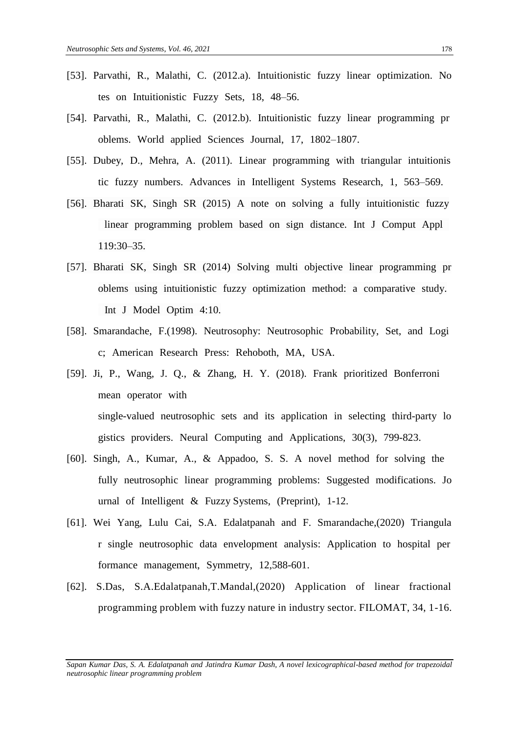[53]. Parvathi, R., Malathi, C. (2012.a). Intuitionistic fuzzy linear optimization. Notes on Intuitionistic Fuzzy Sets, 18, 48–56.

[54]. Parvathi, R., Malathi, C. (2012.b). Intuitionistic fuzzy linear programming problems. World applied Sciences Journal, 17, 1802–1807.

[55]. Dubey, D., Mehra, A. (2011). Linear programming with triangular intuitionistic fuzzy numbers. Advances in Intelligent Systems Research, 1, 563–569.

[56]. Bharati SK, Singh SR (2015) A note on solving a fully intuitionistic fuzzy linear programming problem based on sign distance. Int J Comput Appl 119:30–35.

[57]. Bharati SK, Singh SR (2014) Solving multi objective linear programming problems using intuitionistic fuzzy optimization method: a comparative study. Int J Model Optim 4:10.

[58]. Smarandache, F.(1998). Neutrosophy: Neutrosophic Probability, Set, and Logic; American Research Press: Rehoboth, MA, USA.

[59]. Ji, P., Wang, J. Q., & Zhang, H. Y. (2018). Frank prioritized Bonferroni mean operator with single-valued neutrosophic sets and its application in selecting third-party logistics providers. Neural Computing and Applications, 30(3), 799-823.

[60]. Singh, A., Kumar, A., & Appadoo, S. S. A novel method for solving the fully neutrosophic linear programming problems: Suggested modifications. Journal of Intelligent & Fuzzy Systems, (Preprint), 1-12.

[61]. Wei Yang, Lulu Cai, S.A. Edalatpanah and F. Smarandache,(2020) Triangular single neutrosophic data envelopment analysis: Application to hospital performance management, Symmetry, 12,588-601.

[62]. S.Das, S.A.Edalatpanah,T.Mandal,(2020) Application of linear fractional programming problem with fuzzy nature in industry sector. FILOMAT, 34, 1-16.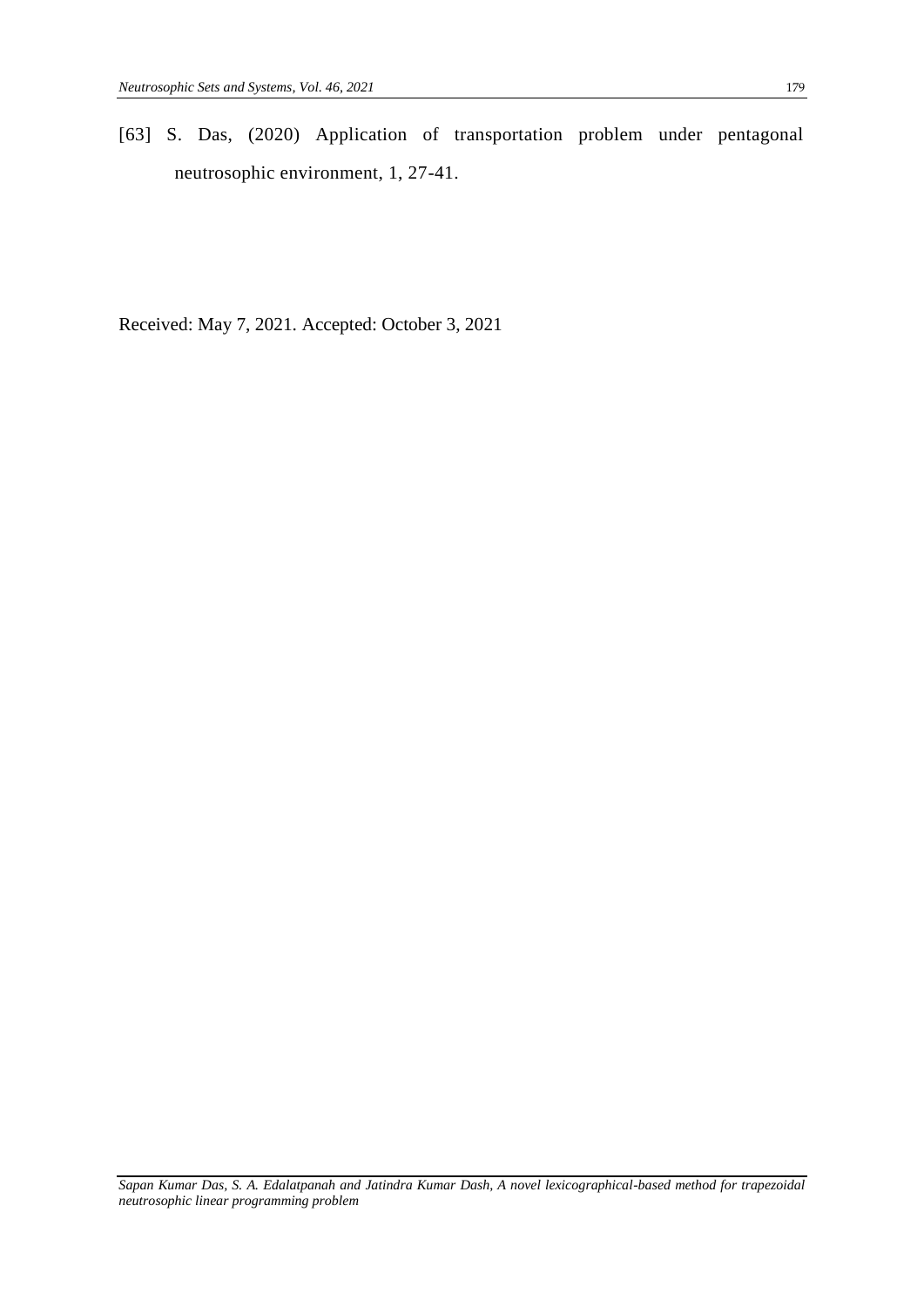[63] S. Das, (2020) Application of transportation problem under pentagonal neutrosophic environment, 1, 27-41.

Received: May 7, 2021. Accepted: October 3, 2021